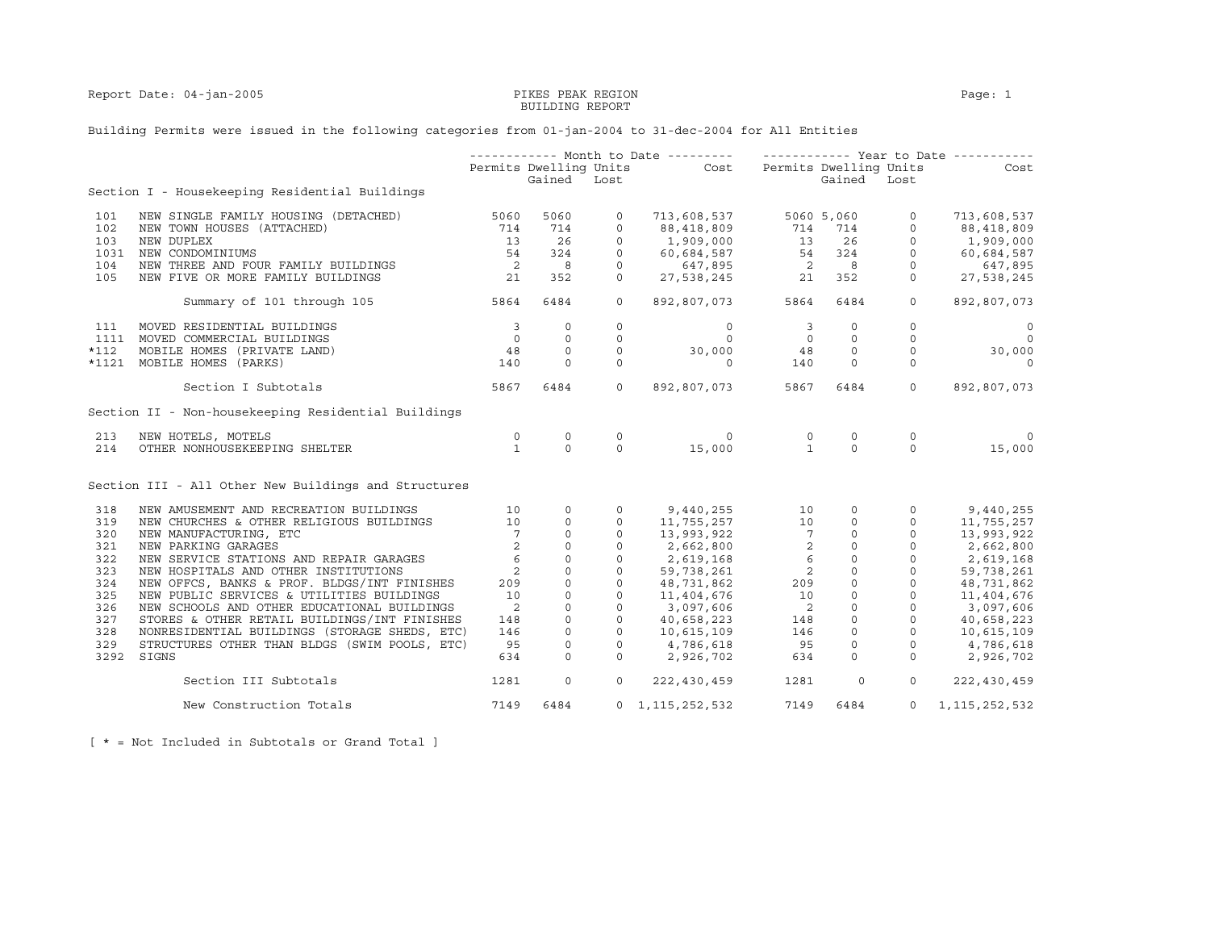Report Date: 04-jan-2005

# PIKES PEAK REGION
## BUILDING REPORT

Building Permits were issued in the following categories from 01-jan-2004 to 31-dec-2004 for All Entities

| | | Month to Date | | | | Year to Date | | | |
|---|---|---|---|---|---|---|---|---|---|
| | | Permits | Dwelling Units Gained | Dwelling Units Lost | Cost | Permits | Dwelling Units Gained | Dwelling Units Lost | Cost |
| **Section I - Housekeeping Residential Buildings** | | | | | | | | | |
| 101 | NEW SINGLE FAMILY HOUSING (DETACHED) | 5060 | 5060 | 0 | 713,608,537 | 5060 | 5,060 | 0 | 713,608,537 |
| 102 | NEW TOWN HOUSES (ATTACHED) | 714 | 714 | 0 | 88,418,809 | 714 | 714 | 0 | 88,418,809 |
| 103 | NEW DUPLEX | 13 | 26 | 0 | 1,909,000 | 13 | 26 | 0 | 1,909,000 |
| 1031 | NEW CONDOMINIUMS | 54 | 324 | 0 | 60,684,587 | 54 | 324 | 0 | 60,684,587 |
| 104 | NEW THREE AND FOUR FAMILY BUILDINGS | 2 | 8 | 0 | 647,895 | 2 | 8 | 0 | 647,895 |
| 105 | NEW FIVE OR MORE FAMILY BUILDINGS | 21 | 352 | 0 | 27,538,245 | 21 | 352 | 0 | 27,538,245 |
| | Summary of 101 through 105 | 5864 | 6484 | 0 | 892,807,073 | 5864 | 6484 | 0 | 892,807,073 |
| 111 | MOVED RESIDENTIAL BUILDINGS | 3 | 0 | 0 | 0 | 3 | 0 | 0 | 0 |
| 1111 | MOVED COMMERCIAL BUILDINGS | 0 | 0 | 0 | 0 | 0 | 0 | 0 | 0 |
| *112 | MOBILE HOMES (PRIVATE LAND) | 48 | 0 | 0 | 30,000 | 48 | 0 | 0 | 30,000 |
| *1121 | MOBILE HOMES (PARKS) | 140 | 0 | 0 | 0 | 140 | 0 | 0 | 0 |
| | Section I Subtotals | 5867 | 6484 | 0 | 892,807,073 | 5867 | 6484 | 0 | 892,807,073 |
| **Section II - Non-housekeeping Residential Buildings** | | | | | | | | | |
| 213 | NEW HOTELS, MOTELS | 0 | 0 | 0 | 0 | 0 | 0 | 0 | 0 |
| 214 | OTHER NONHOUSEKEEPING SHELTER | 1 | 0 | 0 | 15,000 | 1 | 0 | 0 | 15,000 |
| **Section III - All Other New Buildings and Structures** | | | | | | | | | |
| 318 | NEW AMUSEMENT AND RECREATION BUILDINGS | 10 | 0 | 0 | 9,440,255 | 10 | 0 | 0 | 9,440,255 |
| 319 | NEW CHURCHES & OTHER RELIGIOUS BUILDINGS | 10 | 0 | 0 | 11,755,257 | 10 | 0 | 0 | 11,755,257 |
| 320 | NEW MANUFACTURING, ETC | 7 | 0 | 0 | 13,993,922 | 7 | 0 | 0 | 13,993,922 |
| 321 | NEW PARKING GARAGES | 2 | 0 | 0 | 2,662,800 | 2 | 0 | 0 | 2,662,800 |
| 322 | NEW SERVICE STATIONS AND REPAIR GARAGES | 6 | 0 | 0 | 2,619,168 | 6 | 0 | 0 | 2,619,168 |
| 323 | NEW HOSPITALS AND OTHER INSTITUTIONS | 2 | 0 | 0 | 59,738,261 | 2 | 0 | 0 | 59,738,261 |
| 324 | NEW OFFCS, BANKS & PROF. BLDGS/INT FINISHES | 209 | 0 | 0 | 48,731,862 | 209 | 0 | 0 | 48,731,862 |
| 325 | NEW PUBLIC SERVICES & UTILITIES BUILDINGS | 10 | 0 | 0 | 11,404,676 | 10 | 0 | 0 | 11,404,676 |
| 326 | NEW SCHOOLS AND OTHER EDUCATIONAL BUILDINGS | 2 | 0 | 0 | 3,097,606 | 2 | 0 | 0 | 3,097,606 |
| 327 | STORES & OTHER RETAIL BUILDINGS/INT FINISHES | 148 | 0 | 0 | 40,658,223 | 148 | 0 | 0 | 40,658,223 |
| 328 | NONRESIDENTIAL BUILDINGS (STORAGE SHEDS, ETC) | 146 | 0 | 0 | 10,615,109 | 146 | 0 | 0 | 10,615,109 |
| 329 | STRUCTURES OTHER THAN BLDGS (SWIM POOLS, ETC) | 95 | 0 | 0 | 4,786,618 | 95 | 0 | 0 | 4,786,618 |
| 3292 | SIGNS | 634 | 0 | 0 | 2,926,702 | 634 | 0 | 0 | 2,926,702 |
| | Section III Subtotals | 1281 | 0 | 0 | 222,430,459 | 1281 | 0 | 0 | 222,430,459 |
| | New Construction Totals | 7149 | 6484 | 0 | 1,115,252,532 | 7149 | 6484 | 0 | 1,115,252,532 |

[ * = Not Included in Subtotals or Grand Total ]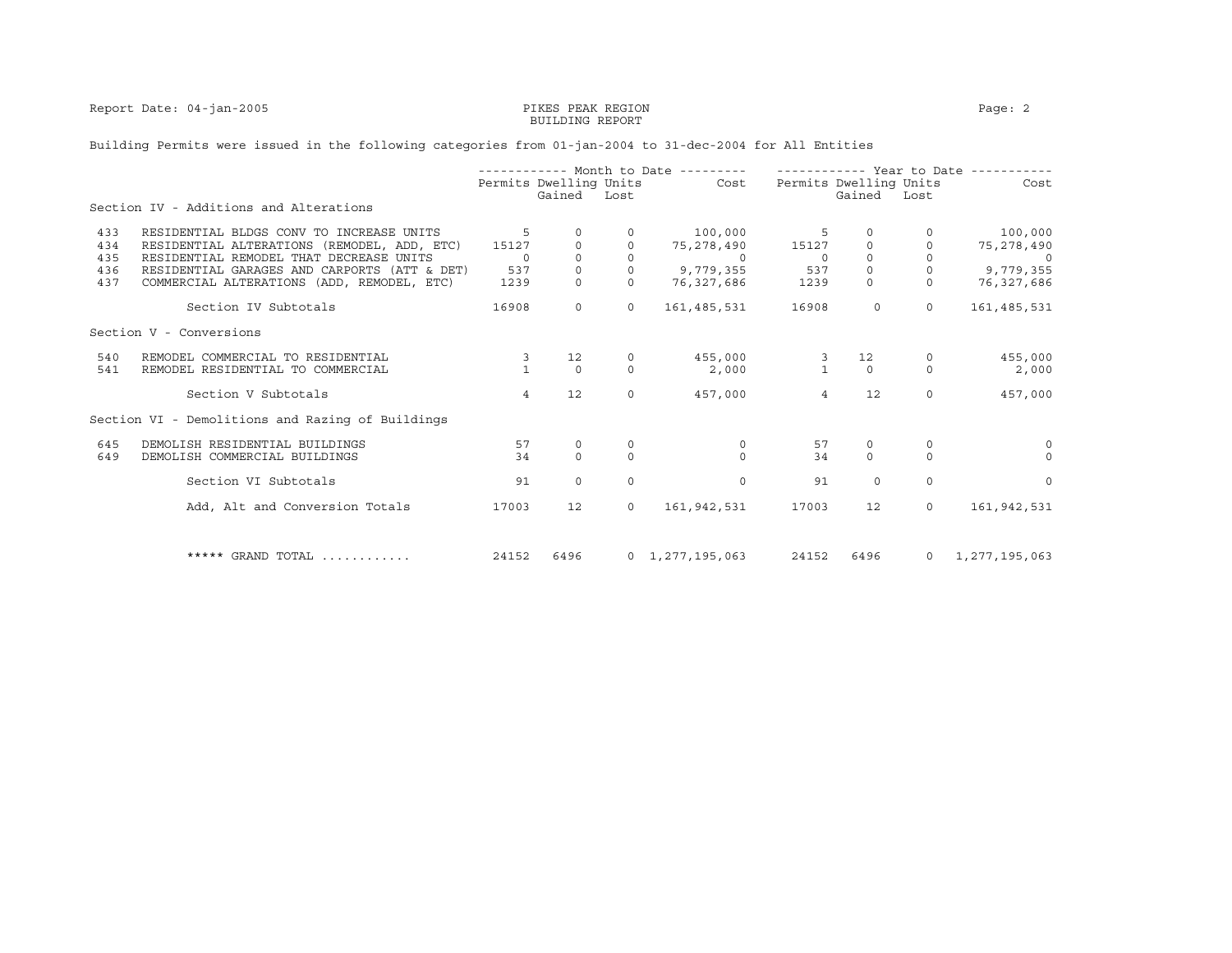PIKES PEAK REGION
BUILDING REPORT

Report Date: 04-jan-2005

Building Permits were issued in the following categories from 01-jan-2004 to 31-dec-2004 for All Entities

| | | Month to Date | | | | Year to Date | | | |
|---|---|---|---|---|---|---|---|---|---|
| | | Permits | Dwelling Units Gained | Dwelling Units Lost | Cost | Permits | Dwelling Units Gained | Dwelling Units Lost | Cost |
| | **Section IV - Additions and Alterations** | | | | | | | | |
| 433 | RESIDENTIAL BLDGS CONV TO INCREASE UNITS | 5 | 0 | 0 | 100,000 | 5 | 0 | 0 | 100,000 |
| 434 | RESIDENTIAL ALTERATIONS (REMODEL, ADD, ETC) | 15127 | 0 | 0 | 75,278,490 | 15127 | 0 | 0 | 75,278,490 |
| 435 | RESIDENTIAL REMODEL THAT DECREASE UNITS | 0 | 0 | 0 | 0 | 0 | 0 | 0 | 0 |
| 436 | RESIDENTIAL GARAGES AND CARPORTS (ATT & DET) | 537 | 0 | 0 | 9,779,355 | 537 | 0 | 0 | 9,779,355 |
| 437 | COMMERCIAL ALTERATIONS (ADD, REMODEL, ETC) | 1239 | 0 | 0 | 76,327,686 | 1239 | 0 | 0 | 76,327,686 |
| | Section IV Subtotals | 16908 | 0 | 0 | 161,485,531 | 16908 | 0 | 0 | 161,485,531 |
| | **Section V - Conversions** | | | | | | | | |
| 540 | REMODEL COMMERCIAL TO RESIDENTIAL | 3 | 12 | 0 | 455,000 | 3 | 12 | 0 | 455,000 |
| 541 | REMODEL RESIDENTIAL TO COMMERCIAL | 1 | 0 | 0 | 2,000 | 1 | 0 | 0 | 2,000 |
| | Section V Subtotals | 4 | 12 | 0 | 457,000 | 4 | 12 | 0 | 457,000 |
| | **Section VI - Demolitions and Razing of Buildings** | | | | | | | | |
| 645 | DEMOLISH RESIDENTIAL BUILDINGS | 57 | 0 | 0 | 0 | 57 | 0 | 0 | 0 |
| 649 | DEMOLISH COMMERCIAL BUILDINGS | 34 | 0 | 0 | 0 | 34 | 0 | 0 | 0 |
| | Section VI Subtotals | 91 | 0 | 0 | 0 | 91 | 0 | 0 | 0 |
| | Add, Alt and Conversion Totals | 17003 | 12 | 0 | 161,942,531 | 17003 | 12 | 0 | 161,942,531 |
| | ***** GRAND TOTAL ............ | 24152 | 6496 | 0 | 1,277,195,063 | 24152 | 6496 | 0 | 1,277,195,063 |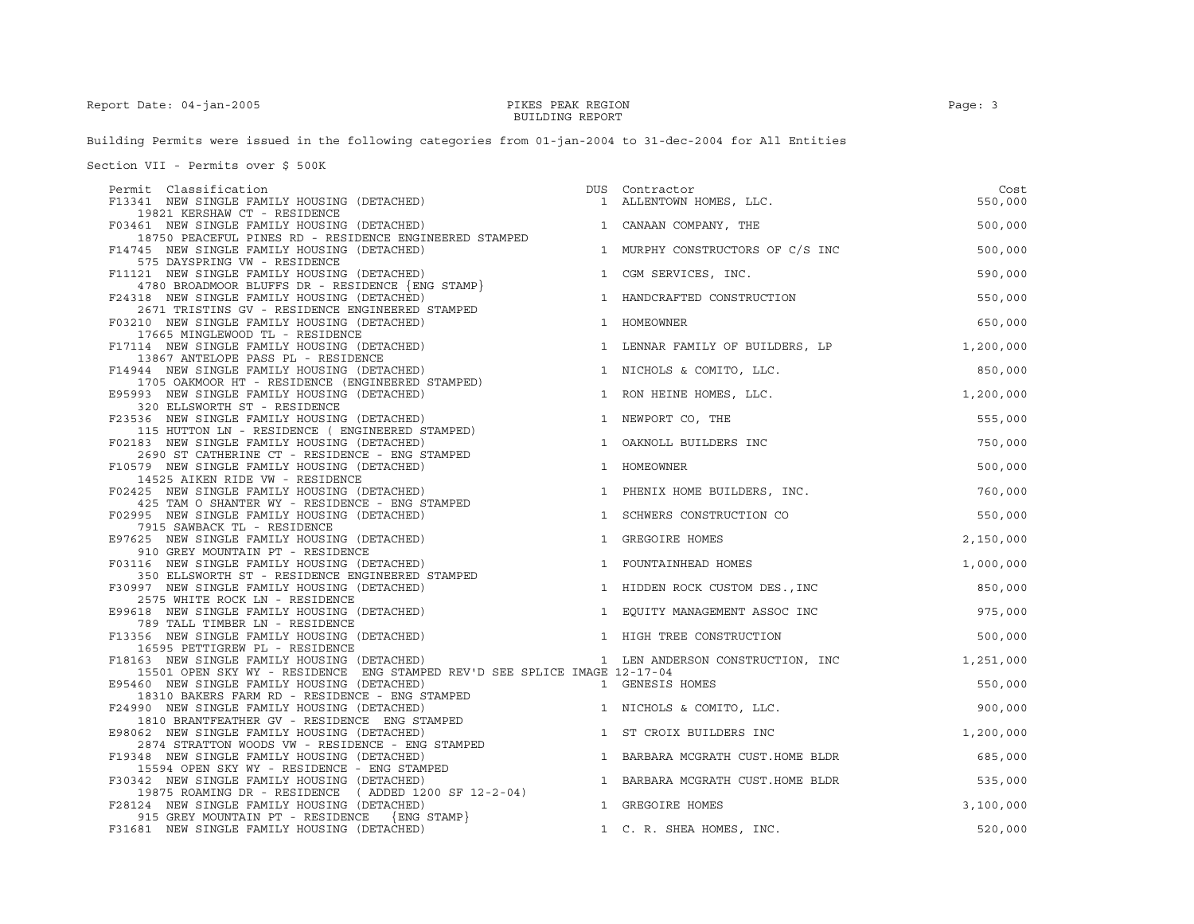Building Permits were issued in the following categories from 01-jan-2004 to 31-dec-2004 for All Entities

Section VII - Permits over $ 500K

| Permit | Classification | DUS | Contractor | Cost |
|---|---|---|---|---|
| F13341 | NEW SINGLE FAMILY HOUSING (DETACHED)<br>19821 KERSHAW CT - RESIDENCE | 1 | ALLENTOWN HOMES, LLC. | 550,000 |
| F03461 | NEW SINGLE FAMILY HOUSING (DETACHED)<br>18750 PEACEFUL PINES RD - RESIDENCE ENGINEERED STAMPED | 1 | CANAAN COMPANY, THE | 500,000 |
| F14745 | NEW SINGLE FAMILY HOUSING (DETACHED)<br>575 DAYSPRING VW - RESIDENCE | 1 | MURPHY CONSTRUCTORS OF C/S INC | 500,000 |
| F11121 | NEW SINGLE FAMILY HOUSING (DETACHED)<br>4780 BROADMOOR BLUFFS DR - RESIDENCE {ENG STAMP} | 1 | CGM SERVICES, INC. | 590,000 |
| F24318 | NEW SINGLE FAMILY HOUSING (DETACHED)<br>2671 TRISTINS GV - RESIDENCE ENGINEERED STAMPED | 1 | HANDCRAFTED CONSTRUCTION | 550,000 |
| F03210 | NEW SINGLE FAMILY HOUSING (DETACHED)<br>17665 MINGLEWOOD TL - RESIDENCE | 1 | HOMEOWNER | 650,000 |
| F17114 | NEW SINGLE FAMILY HOUSING (DETACHED)<br>13867 ANTELOPE PASS PL - RESIDENCE | 1 | LENNAR FAMILY OF BUILDERS, LP | 1,200,000 |
| F14944 | NEW SINGLE FAMILY HOUSING (DETACHED)<br>1705 OAKMOOR HT - RESIDENCE (ENGINEERED STAMPED) | 1 | NICHOLS & COMITO, LLC. | 850,000 |
| E95993 | NEW SINGLE FAMILY HOUSING (DETACHED)<br>320 ELLSWORTH ST - RESIDENCE | 1 | RON HEINE HOMES, LLC. | 1,200,000 |
| F23536 | NEW SINGLE FAMILY HOUSING (DETACHED)<br>115 HUTTON LN - RESIDENCE ( ENGINEERED STAMPED) | 1 | NEWPORT CO, THE | 555,000 |
| F02183 | NEW SINGLE FAMILY HOUSING (DETACHED)<br>2690 ST CATHERINE CT - RESIDENCE - ENG STAMPED | 1 | OAKNOLL BUILDERS INC | 750,000 |
| F10579 | NEW SINGLE FAMILY HOUSING (DETACHED)<br>14525 AIKEN RIDE VW - RESIDENCE | 1 | HOMEOWNER | 500,000 |
| F02425 | NEW SINGLE FAMILY HOUSING (DETACHED)<br>425 TAM O SHANTER WY - RESIDENCE - ENG STAMPED | 1 | PHENIX HOME BUILDERS, INC. | 760,000 |
| F02995 | NEW SINGLE FAMILY HOUSING (DETACHED)<br>7915 SAWBACK TL - RESIDENCE | 1 | SCHWERS CONSTRUCTION CO | 550,000 |
| E97625 | NEW SINGLE FAMILY HOUSING (DETACHED)<br>910 GREY MOUNTAIN PT - RESIDENCE | 1 | GREGOIRE HOMES | 2,150,000 |
| F03116 | NEW SINGLE FAMILY HOUSING (DETACHED)<br>350 ELLSWORTH ST - RESIDENCE ENGINEERED STAMPED | 1 | FOUNTAINHEAD HOMES | 1,000,000 |
| F30997 | NEW SINGLE FAMILY HOUSING (DETACHED)<br>2575 WHITE ROCK LN - RESIDENCE | 1 | HIDDEN ROCK CUSTOM DES.,INC | 850,000 |
| E99618 | NEW SINGLE FAMILY HOUSING (DETACHED)<br>789 TALL TIMBER LN - RESIDENCE | 1 | EQUITY MANAGEMENT ASSOC INC | 975,000 |
| F13356 | NEW SINGLE FAMILY HOUSING (DETACHED)<br>16595 PETTIGREW PL - RESIDENCE | 1 | HIGH TREE CONSTRUCTION | 500,000 |
| F18163 | NEW SINGLE FAMILY HOUSING (DETACHED)<br>15501 OPEN SKY WY - RESIDENCE ENG STAMPED REV'D SEE SPLICE IMAGE 12-17-04 | 1 | LEN ANDERSON CONSTRUCTION, INC | 1,251,000 |
| E95460 | NEW SINGLE FAMILY HOUSING (DETACHED)<br>18310 BAKERS FARM RD - RESIDENCE - ENG STAMPED | 1 | GENESIS HOMES | 550,000 |
| F24990 | NEW SINGLE FAMILY HOUSING (DETACHED)<br>1810 BRANTFEATHER GV - RESIDENCE ENG STAMPED | 1 | NICHOLS & COMITO, LLC. | 900,000 |
| E98062 | NEW SINGLE FAMILY HOUSING (DETACHED)<br>2874 STRATTON WOODS VW - RESIDENCE - ENG STAMPED | 1 | ST CROIX BUILDERS INC | 1,200,000 |
| F19348 | NEW SINGLE FAMILY HOUSING (DETACHED)<br>15594 OPEN SKY WY - RESIDENCE - ENG STAMPED | 1 | BARBARA MCGRATH CUST.HOME BLDR | 685,000 |
| F30342 | NEW SINGLE FAMILY HOUSING (DETACHED)<br>19875 ROAMING DR - RESIDENCE ( ADDED 1200 SF 12-2-04) | 1 | BARBARA MCGRATH CUST.HOME BLDR | 535,000 |
| F28124 | NEW SINGLE FAMILY HOUSING (DETACHED)<br>915 GREY MOUNTAIN PT - RESIDENCE {ENG STAMP} | 1 | GREGOIRE HOMES | 3,100,000 |
| F31681 | NEW SINGLE FAMILY HOUSING (DETACHED) | 1 | C. R. SHEA HOMES, INC. | 520,000 |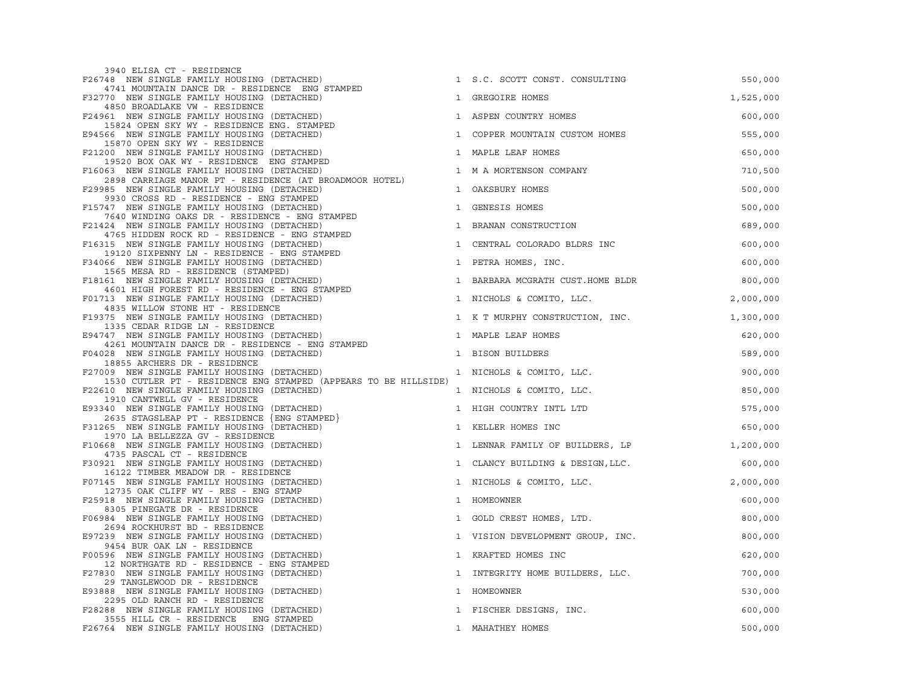| | | | |
|---|---|---|---|
| 3940 ELISA CT - RESIDENCE<br>F26748 NEW SINGLE FAMILY HOUSING (DETACHED) | 1 | S.C. SCOTT CONST. CONSULTING | 550,000 |
| 4741 MOUNTAIN DANCE DR - RESIDENCE ENG STAMPED<br>F32770 NEW SINGLE FAMILY HOUSING (DETACHED) | 1 | GREGOIRE HOMES | 1,525,000 |
| 4850 BROADLAKE VW - RESIDENCE<br>F24961 NEW SINGLE FAMILY HOUSING (DETACHED) | 1 | ASPEN COUNTRY HOMES | 600,000 |
| 15824 OPEN SKY WY - RESIDENCE ENG. STAMPED<br>E94566 NEW SINGLE FAMILY HOUSING (DETACHED) | 1 | COPPER MOUNTAIN CUSTOM HOMES | 555,000 |
| 15870 OPEN SKY WY - RESIDENCE<br>F21200 NEW SINGLE FAMILY HOUSING (DETACHED) | 1 | MAPLE LEAF HOMES | 650,000 |
| 19520 BOX OAK WY - RESIDENCE ENG STAMPED<br>F16063 NEW SINGLE FAMILY HOUSING (DETACHED) | 1 | M A MORTENSON COMPANY | 710,500 |
| 2898 CARRIAGE MANOR PT - RESIDENCE (AT BROADMOOR HOTEL)<br>F29985 NEW SINGLE FAMILY HOUSING (DETACHED) | 1 | OAKSBURY HOMES | 500,000 |
| 9930 CROSS RD - RESIDENCE - ENG STAMPED<br>F15747 NEW SINGLE FAMILY HOUSING (DETACHED) | 1 | GENESIS HOMES | 500,000 |
| 7640 WINDING OAKS DR - RESIDENCE - ENG STAMPED<br>F21424 NEW SINGLE FAMILY HOUSING (DETACHED) | 1 | BRANAN CONSTRUCTION | 689,000 |
| 4765 HIDDEN ROCK RD - RESIDENCE - ENG STAMPED<br>F16315 NEW SINGLE FAMILY HOUSING (DETACHED) | 1 | CENTRAL COLORADO BLDRS INC | 600,000 |
| 19120 SIXPENNY LN - RESIDENCE - ENG STAMPED<br>F34066 NEW SINGLE FAMILY HOUSING (DETACHED) | 1 | PETRA HOMES, INC. | 600,000 |
| 1565 MESA RD - RESIDENCE (STAMPED)<br>F18161 NEW SINGLE FAMILY HOUSING (DETACHED) | 1 | BARBARA MCGRATH CUST.HOME BLDR | 800,000 |
| 4601 HIGH FOREST RD - RESIDENCE - ENG STAMPED<br>F01713 NEW SINGLE FAMILY HOUSING (DETACHED) | 1 | NICHOLS & COMITO, LLC. | 2,000,000 |
| 4835 WILLOW STONE HT - RESIDENCE<br>F19375 NEW SINGLE FAMILY HOUSING (DETACHED) | 1 | K T MURPHY CONSTRUCTION, INC. | 1,300,000 |
| 1335 CEDAR RIDGE LN - RESIDENCE<br>E94747 NEW SINGLE FAMILY HOUSING (DETACHED) | 1 | MAPLE LEAF HOMES | 620,000 |
| 4261 MOUNTAIN DANCE DR - RESIDENCE - ENG STAMPED<br>F04028 NEW SINGLE FAMILY HOUSING (DETACHED) | 1 | BISON BUILDERS | 589,000 |
| 18855 ARCHERS DR - RESIDENCE<br>F27009 NEW SINGLE FAMILY HOUSING (DETACHED) | 1 | NICHOLS & COMITO, LLC. | 900,000 |
| 1530 CUTLER PT - RESIDENCE ENG STAMPED (APPEARS TO BE HILLSIDE)<br>F22610 NEW SINGLE FAMILY HOUSING (DETACHED) | 1 | NICHOLS & COMITO, LLC. | 850,000 |
| 1910 CANTWELL GV - RESIDENCE<br>E93340 NEW SINGLE FAMILY HOUSING (DETACHED) | 1 | HIGH COUNTRY INTL LTD | 575,000 |
| 2635 STAGSLEAP PT - RESIDENCE {ENG STAMPED}<br>F31265 NEW SINGLE FAMILY HOUSING (DETACHED) | 1 | KELLER HOMES INC | 650,000 |
| 1970 LA BELLEZZA GV - RESIDENCE<br>F10668 NEW SINGLE FAMILY HOUSING (DETACHED) | 1 | LENNAR FAMILY OF BUILDERS, LP | 1,200,000 |
| 4735 PASCAL CT - RESIDENCE<br>F30921 NEW SINGLE FAMILY HOUSING (DETACHED) | 1 | CLANCY BUILDING & DESIGN,LLC. | 600,000 |
| 16122 TIMBER MEADOW DR - RESIDENCE<br>F07145 NEW SINGLE FAMILY HOUSING (DETACHED) | 1 | NICHOLS & COMITO, LLC. | 2,000,000 |
| 12735 OAK CLIFF WY - RES - ENG STAMP<br>F25918 NEW SINGLE FAMILY HOUSING (DETACHED) | 1 | HOMEOWNER | 600,000 |
| 8305 PINEGATE DR - RESIDENCE<br>F06984 NEW SINGLE FAMILY HOUSING (DETACHED) | 1 | GOLD CREST HOMES, LTD. | 800,000 |
| 2694 ROCKHURST BD - RESIDENCE<br>E97239 NEW SINGLE FAMILY HOUSING (DETACHED) | 1 | VISION DEVELOPMENT GROUP, INC. | 800,000 |
| 9454 BUR OAK LN - RESIDENCE<br>F00596 NEW SINGLE FAMILY HOUSING (DETACHED) | 1 | KRAFTED HOMES INC | 620,000 |
| 12 NORTHGATE RD - RESIDENCE - ENG STAMPED<br>F27830 NEW SINGLE FAMILY HOUSING (DETACHED) | 1 | INTEGRITY HOME BUILDERS, LLC. | 700,000 |
| 29 TANGLEWOOD DR - RESIDENCE<br>E93888 NEW SINGLE FAMILY HOUSING (DETACHED) | 1 | HOMEOWNER | 530,000 |
| 2295 OLD RANCH RD - RESIDENCE<br>F28288 NEW SINGLE FAMILY HOUSING (DETACHED) | 1 | FISCHER DESIGNS, INC. | 600,000 |
| 3555 HILL CR - RESIDENCE ENG STAMPED<br>F26764 NEW SINGLE FAMILY HOUSING (DETACHED) | 1 | MAHATHEY HOMES | 500,000 |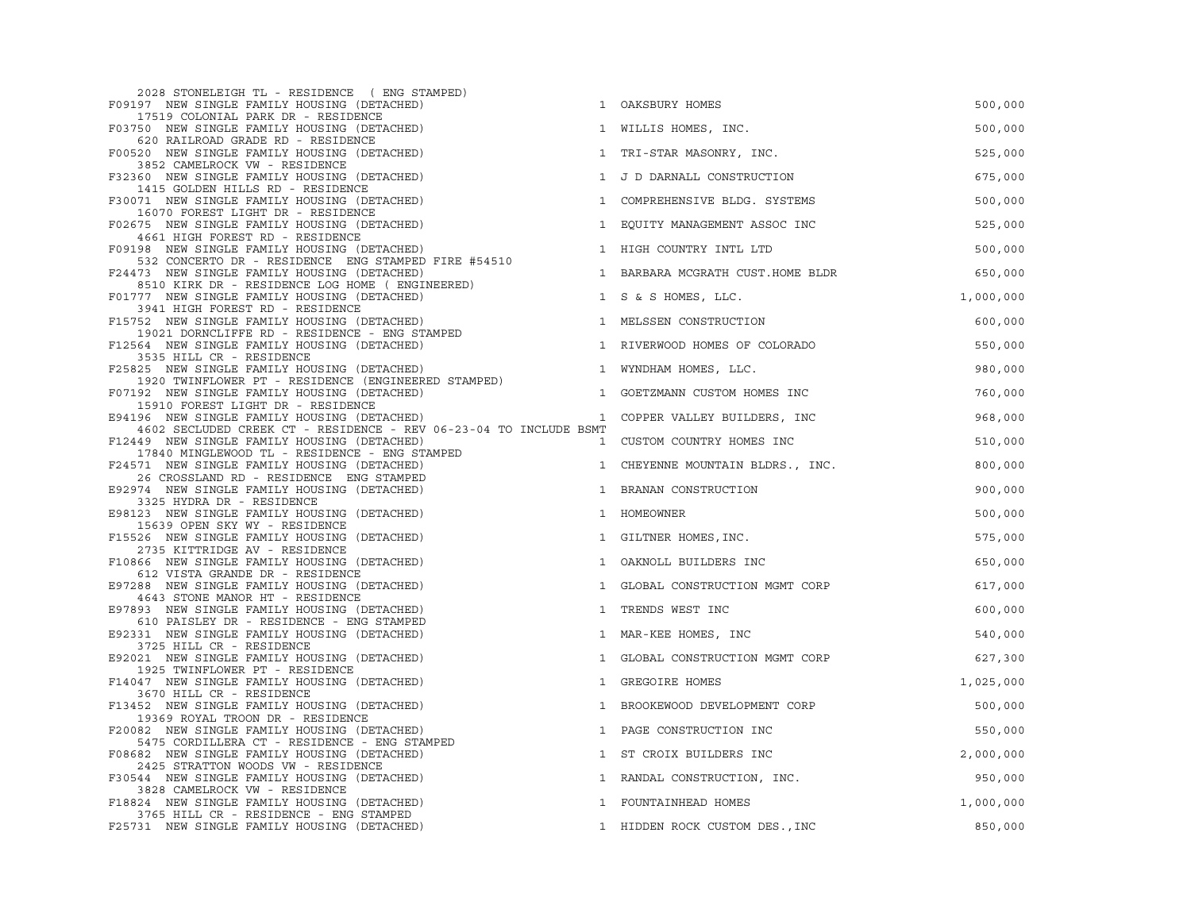| | | | |
|---|---|---|---|
| 2028 STONELEIGH TL - RESIDENCE ( ENG STAMPED) | | | |
| F09197 NEW SINGLE FAMILY HOUSING (DETACHED) | 1 | OAKSBURY HOMES | 500,000 |
| 17519 COLONIAL PARK DR - RESIDENCE | | | |
| F03750 NEW SINGLE FAMILY HOUSING (DETACHED) | 1 | WILLIS HOMES, INC. | 500,000 |
| 620 RAILROAD GRADE RD - RESIDENCE | | | |
| F00520 NEW SINGLE FAMILY HOUSING (DETACHED) | 1 | TRI-STAR MASONRY, INC. | 525,000 |
| 3852 CAMELROCK VW - RESIDENCE | | | |
| F32360 NEW SINGLE FAMILY HOUSING (DETACHED) | 1 | J D DARNALL CONSTRUCTION | 675,000 |
| 1415 GOLDEN HILLS RD - RESIDENCE | | | |
| F30071 NEW SINGLE FAMILY HOUSING (DETACHED) | 1 | COMPREHENSIVE BLDG. SYSTEMS | 500,000 |
| 16070 FOREST LIGHT DR - RESIDENCE | | | |
| F02675 NEW SINGLE FAMILY HOUSING (DETACHED) | 1 | EQUITY MANAGEMENT ASSOC INC | 525,000 |
| 4661 HIGH FOREST RD - RESIDENCE | | | |
| F09198 NEW SINGLE FAMILY HOUSING (DETACHED) | 1 | HIGH COUNTRY INTL LTD | 500,000 |
| 532 CONCERTO DR - RESIDENCE ENG STAMPED FIRE #54510 | | | |
| F24473 NEW SINGLE FAMILY HOUSING (DETACHED) | 1 | BARBARA MCGRATH CUST.HOME BLDR | 650,000 |
| 8510 KIRK DR - RESIDENCE LOG HOME ( ENGINEERED) | | | |
| F01777 NEW SINGLE FAMILY HOUSING (DETACHED) | 1 | S & S HOMES, LLC. | 1,000,000 |
| 3941 HIGH FOREST RD - RESIDENCE | | | |
| F15752 NEW SINGLE FAMILY HOUSING (DETACHED) | 1 | MELSSEN CONSTRUCTION | 600,000 |
| 19021 DORNCLIFFE RD - RESIDENCE - ENG STAMPED | | | |
| F12564 NEW SINGLE FAMILY HOUSING (DETACHED) | 1 | RIVERWOOD HOMES OF COLORADO | 550,000 |
| 3535 HILL CR - RESIDENCE | | | |
| F25825 NEW SINGLE FAMILY HOUSING (DETACHED) | 1 | WYNDHAM HOMES, LLC. | 980,000 |
| 1920 TWINFLOWER PT - RESIDENCE (ENGINEERED STAMPED) | | | |
| F07192 NEW SINGLE FAMILY HOUSING (DETACHED) | 1 | GOETZMANN CUSTOM HOMES INC | 760,000 |
| 15910 FOREST LIGHT DR - RESIDENCE | | | |
| E94196 NEW SINGLE FAMILY HOUSING (DETACHED) | 1 | COPPER VALLEY BUILDERS, INC | 968,000 |
| 4602 SECLUDED CREEK CT - RESIDENCE - REV 06-23-04 TO INCLUDE BSMT | | | |
| F12449 NEW SINGLE FAMILY HOUSING (DETACHED) | 1 | CUSTOM COUNTRY HOMES INC | 510,000 |
| 17840 MINGLEWOOD TL - RESIDENCE - ENG STAMPED | | | |
| F24571 NEW SINGLE FAMILY HOUSING (DETACHED) | 1 | CHEYENNE MOUNTAIN BLDRS., INC. | 800,000 |
| 26 CROSSLAND RD - RESIDENCE ENG STAMPED | | | |
| E92974 NEW SINGLE FAMILY HOUSING (DETACHED) | 1 | BRANAN CONSTRUCTION | 900,000 |
| 3325 HYDRA DR - RESIDENCE | | | |
| E98123 NEW SINGLE FAMILY HOUSING (DETACHED) | 1 | HOMEOWNER | 500,000 |
| 15639 OPEN SKY WY - RESIDENCE | | | |
| F15526 NEW SINGLE FAMILY HOUSING (DETACHED) | 1 | GILTNER HOMES,INC. | 575,000 |
| 2735 KITTRIDGE AV - RESIDENCE | | | |
| F10866 NEW SINGLE FAMILY HOUSING (DETACHED) | 1 | OAKNOLL BUILDERS INC | 650,000 |
| 612 VISTA GRANDE DR - RESIDENCE | | | |
| E97288 NEW SINGLE FAMILY HOUSING (DETACHED) | 1 | GLOBAL CONSTRUCTION MGMT CORP | 617,000 |
| 4643 STONE MANOR HT - RESIDENCE | | | |
| E97893 NEW SINGLE FAMILY HOUSING (DETACHED) | 1 | TRENDS WEST INC | 600,000 |
| 610 PAISLEY DR - RESIDENCE - ENG STAMPED | | | |
| E92331 NEW SINGLE FAMILY HOUSING (DETACHED) | 1 | MAR-KEE HOMES, INC | 540,000 |
| 3725 HILL CR - RESIDENCE | | | |
| E92021 NEW SINGLE FAMILY HOUSING (DETACHED) | 1 | GLOBAL CONSTRUCTION MGMT CORP | 627,300 |
| 1925 TWINFLOWER PT - RESIDENCE | | | |
| F14047 NEW SINGLE FAMILY HOUSING (DETACHED) | 1 | GREGOIRE HOMES | 1,025,000 |
| 3670 HILL CR - RESIDENCE | | | |
| F13452 NEW SINGLE FAMILY HOUSING (DETACHED) | 1 | BROOKEWOOD DEVELOPMENT CORP | 500,000 |
| 19369 ROYAL TROON DR - RESIDENCE | | | |
| F20082 NEW SINGLE FAMILY HOUSING (DETACHED) | 1 | PAGE CONSTRUCTION INC | 550,000 |
| 5475 CORDILLERA CT - RESIDENCE - ENG STAMPED | | | |
| F08682 NEW SINGLE FAMILY HOUSING (DETACHED) | 1 | ST CROIX BUILDERS INC | 2,000,000 |
| 2425 STRATTON WOODS VW - RESIDENCE | | | |
| F30544 NEW SINGLE FAMILY HOUSING (DETACHED) | 1 | RANDAL CONSTRUCTION, INC. | 950,000 |
| 3828 CAMELROCK VW - RESIDENCE | | | |
| F18824 NEW SINGLE FAMILY HOUSING (DETACHED) | 1 | FOUNTAINHEAD HOMES | 1,000,000 |
| 3765 HILL CR - RESIDENCE - ENG STAMPED | | | |
| F25731 NEW SINGLE FAMILY HOUSING (DETACHED) | 1 | HIDDEN ROCK CUSTOM DES.,INC | 850,000 |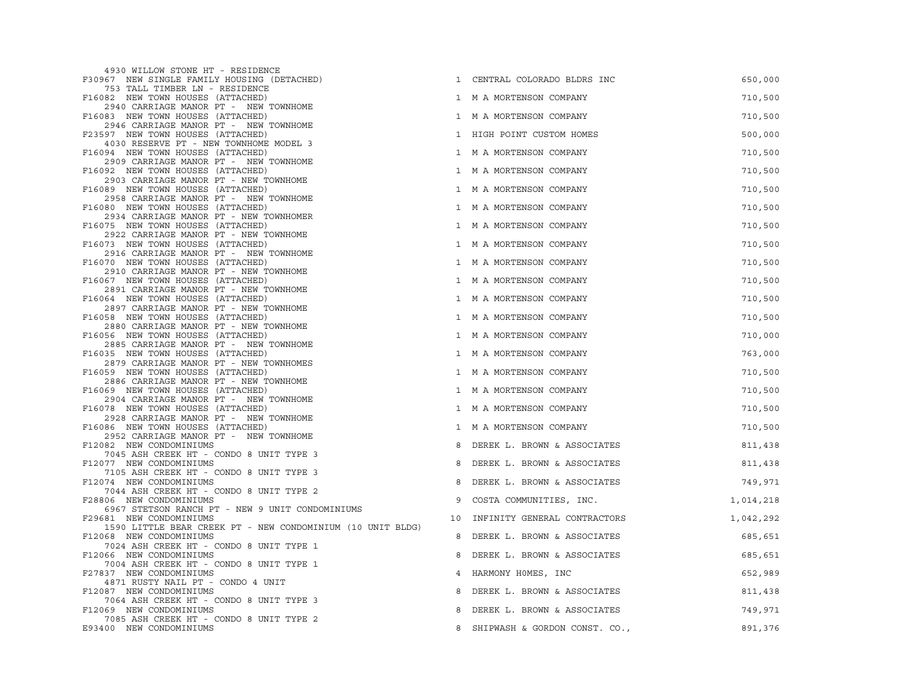| | | | | |
|---|---|---|---|---|
| | 4930 WILLOW STONE HT - RESIDENCE | | | |
| F30967 NEW SINGLE FAMILY HOUSING (DETACHED) | 753 TALL TIMBER LN - RESIDENCE | 1 | CENTRAL COLORADO BLDRS INC | 650,000 |
| F16082 NEW TOWN HOUSES (ATTACHED) | 2940 CARRIAGE MANOR PT - NEW TOWNHOME | 1 | M A MORTENSON COMPANY | 710,500 |
| F16083 NEW TOWN HOUSES (ATTACHED) | 2946 CARRIAGE MANOR PT - NEW TOWNHOME | 1 | M A MORTENSON COMPANY | 710,500 |
| F23597 NEW TOWN HOUSES (ATTACHED) | 4030 RESERVE PT - NEW TOWNHOME MODEL 3 | 1 | HIGH POINT CUSTOM HOMES | 500,000 |
| F16094 NEW TOWN HOUSES (ATTACHED) | 2909 CARRIAGE MANOR PT - NEW TOWNHOME | 1 | M A MORTENSON COMPANY | 710,500 |
| F16092 NEW TOWN HOUSES (ATTACHED) | 2903 CARRIAGE MANOR PT - NEW TOWNHOME | 1 | M A MORTENSON COMPANY | 710,500 |
| F16089 NEW TOWN HOUSES (ATTACHED) | 2958 CARRIAGE MANOR PT - NEW TOWNHOME | 1 | M A MORTENSON COMPANY | 710,500 |
| F16080 NEW TOWN HOUSES (ATTACHED) | 2934 CARRIAGE MANOR PT - NEW TOWNHOMER | 1 | M A MORTENSON COMPANY | 710,500 |
| F16075 NEW TOWN HOUSES (ATTACHED) | 2922 CARRIAGE MANOR PT - NEW TOWNHOME | 1 | M A MORTENSON COMPANY | 710,500 |
| F16073 NEW TOWN HOUSES (ATTACHED) | 2916 CARRIAGE MANOR PT - NEW TOWNHOME | 1 | M A MORTENSON COMPANY | 710,500 |
| F16070 NEW TOWN HOUSES (ATTACHED) | 2910 CARRIAGE MANOR PT - NEW TOWNHOME | 1 | M A MORTENSON COMPANY | 710,500 |
| F16067 NEW TOWN HOUSES (ATTACHED) | 2891 CARRIAGE MANOR PT - NEW TOWNHOME | 1 | M A MORTENSON COMPANY | 710,500 |
| F16064 NEW TOWN HOUSES (ATTACHED) | 2897 CARRIAGE MANOR PT - NEW TOWNHOME | 1 | M A MORTENSON COMPANY | 710,500 |
| F16058 NEW TOWN HOUSES (ATTACHED) | 2880 CARRIAGE MANOR PT - NEW TOWNHOME | 1 | M A MORTENSON COMPANY | 710,500 |
| F16056 NEW TOWN HOUSES (ATTACHED) | 2885 CARRIAGE MANOR PT - NEW TOWNHOME | 1 | M A MORTENSON COMPANY | 710,000 |
| F16035 NEW TOWN HOUSES (ATTACHED) | 2879 CARRIAGE MANOR PT - NEW TOWNHOMES | 1 | M A MORTENSON COMPANY | 763,000 |
| F16059 NEW TOWN HOUSES (ATTACHED) | 2886 CARRIAGE MANOR PT - NEW TOWNHOME | 1 | M A MORTENSON COMPANY | 710,500 |
| F16069 NEW TOWN HOUSES (ATTACHED) | 2904 CARRIAGE MANOR PT - NEW TOWNHOME | 1 | M A MORTENSON COMPANY | 710,500 |
| F16078 NEW TOWN HOUSES (ATTACHED) | 2928 CARRIAGE MANOR PT - NEW TOWNHOME | 1 | M A MORTENSON COMPANY | 710,500 |
| F16086 NEW TOWN HOUSES (ATTACHED) | 2952 CARRIAGE MANOR PT - NEW TOWNHOME | 1 | M A MORTENSON COMPANY | 710,500 |
| F12082 NEW CONDOMINIUMS | 7045 ASH CREEK HT - CONDO 8 UNIT TYPE 3 | 8 | DEREK L. BROWN & ASSOCIATES | 811,438 |
| F12077 NEW CONDOMINIUMS | 7105 ASH CREEK HT - CONDO 8 UNIT TYPE 3 | 8 | DEREK L. BROWN & ASSOCIATES | 811,438 |
| F12074 NEW CONDOMINIUMS | 7044 ASH CREEK HT - CONDO 8 UNIT TYPE 2 | 8 | DEREK L. BROWN & ASSOCIATES | 749,971 |
| F28806 NEW CONDOMINIUMS | 6967 STETSON RANCH PT - NEW 9 UNIT CONDOMINIUMS | 9 | COSTA COMMUNITIES, INC. | 1,014,218 |
| F29681 NEW CONDOMINIUMS | 1590 LITTLE BEAR CREEK PT - NEW CONDOMINIUM (10 UNIT BLDG) | 10 | INFINITY GENERAL CONTRACTORS | 1,042,292 |
| F12068 NEW CONDOMINIUMS | 7024 ASH CREEK HT - CONDO 8 UNIT TYPE 1 | 8 | DEREK L. BROWN & ASSOCIATES | 685,651 |
| F12066 NEW CONDOMINIUMS | 7004 ASH CREEK HT - CONDO 8 UNIT TYPE 1 | 8 | DEREK L. BROWN & ASSOCIATES | 685,651 |
| F27837 NEW CONDOMINIUMS | 4871 RUSTY NAIL PT - CONDO 4 UNIT | 4 | HARMONY H0MES, INC | 652,989 |
| F12087 NEW CONDOMINIUMS | 7064 ASH CREEK HT - CONDO 8 UNIT TYPE 3 | 8 | DEREK L. BROWN & ASSOCIATES | 811,438 |
| F12069 NEW CONDOMINIUMS | 7085 ASH CREEK HT - CONDO 8 UNIT TYPE 2 | 8 | DEREK L. BROWN & ASSOCIATES | 749,971 |
| E93400 NEW CONDOMINIUMS | | 8 | SHIPWASH & GORDON CONST. CO., | 891,376 |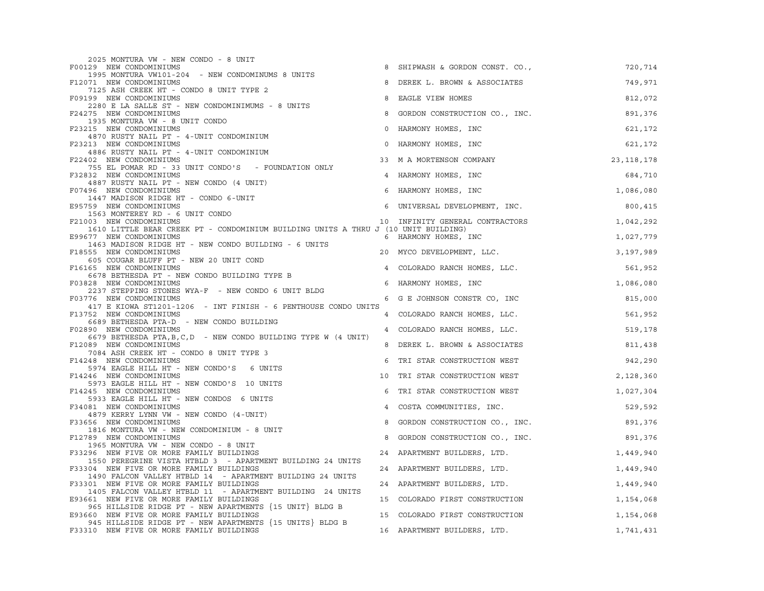2025 MONTURA VW - NEW CONDO - 8 UNIT

| | | | | | |
|---|---|---|---|---|---|
| F00129 | NEW CONDOMINIUMS | 1995 MONTURA VW101-204 - NEW CONDOMINUMS 8 UNITS | 8 | SHIPWASH & GORDON CONST. CO., | 720,714 |
| F12071 | NEW CONDOMINIUMS | 7125 ASH CREEK HT - CONDO 8 UNIT TYPE 2 | 8 | DEREK L. BROWN & ASSOCIATES | 749,971 |
| F09199 | NEW CONDOMINIUMS | 2280 E LA SALLE ST - NEW CONDOMINIMUMS - 8 UNITS | 8 | EAGLE VIEW HOMES | 812,072 |
| F24275 | NEW CONDOMINIUMS | 1935 MONTURA VW - 8 UNIT CONDO | 8 | GORDON CONSTRUCTION CO., INC. | 891,376 |
| F23215 | NEW CONDOMINIUMS | 4870 RUSTY NAIL PT - 4-UNIT CONDOMINIUM | 0 | HARMONY H0MES, INC | 621,172 |
| F23213 | NEW CONDOMINIUMS | 4886 RUSTY NAIL PT - 4-UNIT CONDOMINIUM | 0 | HARMONY H0MES, INC | 621,172 |
| F22402 | NEW CONDOMINIUMS | 755 EL POMAR RD - 33 UNIT CONDO'S - FOUNDATION ONLY | 33 | M A MORTENSON COMPANY | 23,118,178 |
| F32832 | NEW CONDOMINIUMS | 4887 RUSTY NAIL PT - NEW CONDO (4 UNIT) | 4 | HARMONY H0MES, INC | 684,710 |
| F07496 | NEW CONDOMINIUMS | 1447 MADISON RIDGE HT - CONDO 6-UNIT | 6 | HARMONY H0MES, INC | 1,086,080 |
| E95759 | NEW CONDOMINIUMS | 1563 MONTEREY RD - 6 UNIT CONDO | 6 | UNIVERSAL DEVELOPMENT, INC. | 800,415 |
| F21003 | NEW CONDOMINIUMS | 1610 LITTLE BEAR CREEK PT - CONDOMINIUM BUILDING UNITS A THRU J (10 UNIT BUILDING) | 10 | INFINITY GENERAL CONTRACTORS | 1,042,292 |
| E99677 | NEW CONDOMINIUMS | 1463 MADISON RIDGE HT - NEW CONDO BUILDING - 6 UNITS | 6 | HARMONY H0MES, INC | 1,027,779 |
| F18555 | NEW CONDOMINIUMS | 605 COUGAR BLUFF PT - NEW 20 UNIT COND | 20 | MYCO DEVELOPMENT, LLC. | 3,197,989 |
| F16165 | NEW CONDOMINIUMS | 6678 BETHESDA PT - NEW CONDO BUILDING TYPE B | 4 | COLORADO RANCH HOMES, LLC. | 561,952 |
| F03828 | NEW CONDOMINIUMS | 2237 STEPPING STONES WYA-F - NEW CONDO 6 UNIT BLDG | 6 | HARMONY H0MES, INC | 1,086,080 |
| F03776 | NEW CONDOMINIUMS | 417 E KIOWA ST1201-1206 - INT FINISH - 6 PENTHOUSE CONDO UNITS | 6 | G E JOHNSON CONSTR CO, INC | 815,000 |
| F13752 | NEW CONDOMINIUMS | 6689 BETHESDA PTA-D - NEW CONDO BUILDING | 4 | COLORADO RANCH HOMES, LLC. | 561,952 |
| F02890 | NEW CONDOMINIUMS | 6679 BETHESDA PTA,B,C,D - NEW CONDO BUILDING TYPE W (4 UNIT) | 4 | COLORADO RANCH HOMES, LLC. | 519,178 |
| F12089 | NEW CONDOMINIUMS | 7084 ASH CREEK HT - CONDO 8 UNIT TYPE 3 | 8 | DEREK L. BROWN & ASSOCIATES | 811,438 |
| F14248 | NEW CONDOMINIUMS | 5974 EAGLE HILL HT - NEW CONDO'S 6 UNITS | 6 | TRI STAR CONSTRUCTION WEST | 942,290 |
| F14246 | NEW CONDOMINIUMS | 5973 EAGLE HILL HT - NEW CONDO'S 10 UNITS | 10 | TRI STAR CONSTRUCTION WEST | 2,128,360 |
| F14245 | NEW CONDOMINIUMS | 5933 EAGLE HILL HT - NEW CONDOS 6 UNITS | 6 | TRI STAR CONSTRUCTION WEST | 1,027,304 |
| F34081 | NEW CONDOMINIUMS | 4879 KERRY LYNN VW - NEW CONDO (4-UNIT) | 4 | COSTA COMMUNITIES, INC. | 529,592 |
| F33656 | NEW CONDOMINIUMS | 1816 MONTURA VW - NEW CONDOMINIUM - 8 UNIT | 8 | GORDON CONSTRUCTION CO., INC. | 891,376 |
| F12789 | NEW CONDOMINIUMS | 1965 MONTURA VW - NEW CONDO - 8 UNIT | 8 | GORDON CONSTRUCTION CO., INC. | 891,376 |
| F33296 | NEW FIVE OR MORE FAMILY BUILDINGS | 1550 PEREGRINE VISTA HTBLD 3 - APARTMENT BUILDING 24 UNITS | 24 | APARTMENT BUILDERS, LTD. | 1,449,940 |
| F33304 | NEW FIVE OR MORE FAMILY BUILDINGS | 1490 FALCON VALLEY HTBLD 14 - APARTMENT BUILDING 24 UNITS | 24 | APARTMENT BUILDERS, LTD. | 1,449,940 |
| F33301 | NEW FIVE OR MORE FAMILY BUILDINGS | 1405 FALCON VALLEY HTBLD 11 - APARTMENT BUILDING 24 UNITS | 24 | APARTMENT BUILDERS, LTD. | 1,449,940 |
| E93661 | NEW FIVE OR MORE FAMILY BUILDINGS | 965 HILLSIDE RIDGE PT - NEW APARTMENTS {15 UNIT} BLDG B | 15 | COLORADO FIRST CONSTRUCTION | 1,154,068 |
| E93660 | NEW FIVE OR MORE FAMILY BUILDINGS | 945 HILLSIDE RIDGE PT - NEW APARTMENTS {15 UNITS} BLDG B | 15 | COLORADO FIRST CONSTRUCTION | 1,154,068 |
| F33310 | NEW FIVE OR MORE FAMILY BUILDINGS | | 16 | APARTMENT BUILDERS, LTD. | 1,741,431 |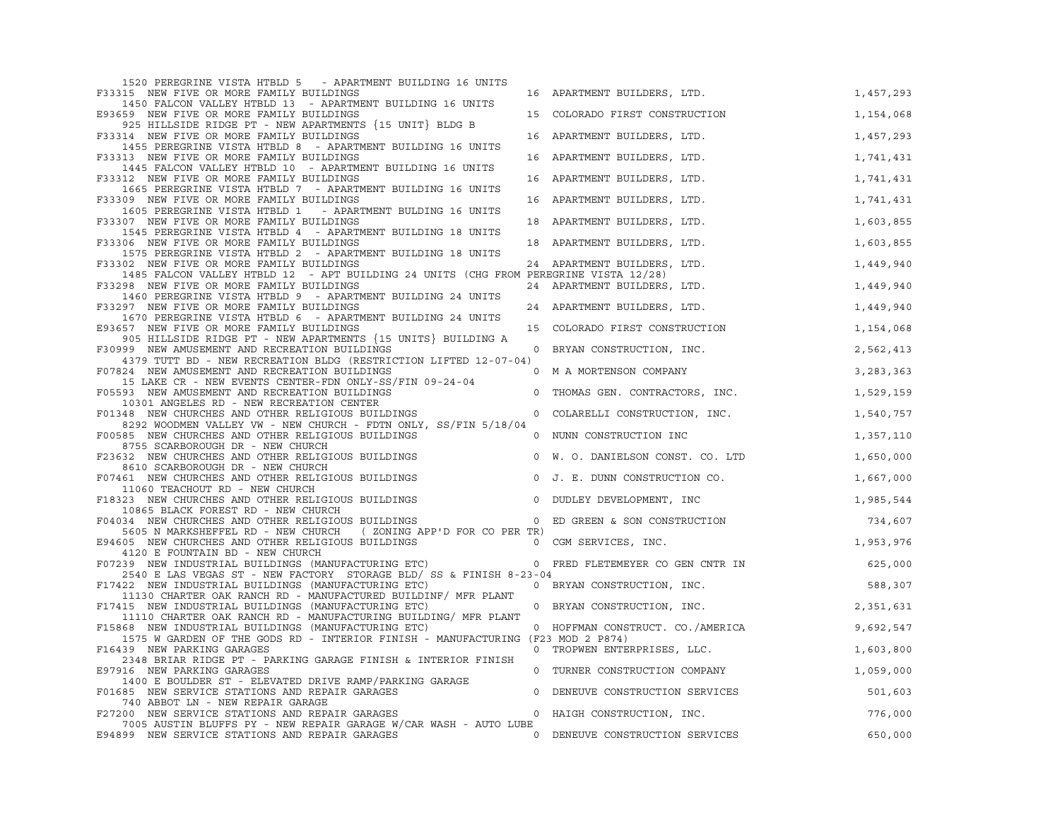| | | | | |
|---|---|---|---|---|
| | 1520 PEREGRINE VISTA HTBLD 5 - APARTMENT BUILDING 16 UNITS | | | |
| F33315 | NEW FIVE OR MORE FAMILY BUILDINGS | 16 | APARTMENT BUILDERS, LTD. | 1,457,293 |
| | 1450 FALCON VALLEY HTBLD 13 - APARTMENT BUILDING 16 UNITS | | | |
| E93659 | NEW FIVE OR MORE FAMILY BUILDINGS | 15 | COLORADO FIRST CONSTRUCTION | 1,154,068 |
| | 925 HILLSIDE RIDGE PT - NEW APARTMENTS {15 UNIT} BLDG B | | | |
| F33314 | NEW FIVE OR MORE FAMILY BUILDINGS | 16 | APARTMENT BUILDERS, LTD. | 1,457,293 |
| | 1455 PEREGRINE VISTA HTBLD 8 - APARTMENT BUILDING 16 UNITS | | | |
| F33313 | NEW FIVE OR MORE FAMILY BUILDINGS | 16 | APARTMENT BUILDERS, LTD. | 1,741,431 |
| | 1445 FALCON VALLEY HTBLD 10 - APARTMENT BUILDING 16 UNITS | | | |
| F33312 | NEW FIVE OR MORE FAMILY BUILDINGS | 16 | APARTMENT BUILDERS, LTD. | 1,741,431 |
| | 1665 PEREGRINE VISTA HTBLD 7 - APARTMENT BUILDING 16 UNITS | | | |
| F33309 | NEW FIVE OR MORE FAMILY BUILDINGS | 16 | APARTMENT BUILDERS, LTD. | 1,741,431 |
| | 1605 PEREGRINE VISTA HTBLD 1 - APARTMENT BUILDING 16 UNITS | | | |
| F33307 | NEW FIVE OR MORE FAMILY BUILDINGS | 18 | APARTMENT BUILDERS, LTD. | 1,603,855 |
| | 1545 PEREGRINE VISTA HTBLD 4 - APARTMENT BUILDING 18 UNITS | | | |
| F33306 | NEW FIVE OR MORE FAMILY BUILDINGS | 18 | APARTMENT BUILDERS, LTD. | 1,603,855 |
| | 1575 PEREGRINE VISTA HTBLD 2 - APARTMENT BUILDING 18 UNITS | | | |
| F33302 | NEW FIVE OR MORE FAMILY BUILDINGS | 24 | APARTMENT BUILDERS, LTD. | 1,449,940 |
| | 1485 FALCON VALLEY HTBLD 12 - APT BUILDING 24 UNITS (CHG FROM PEREGRINE VISTA 12/28) | | | |
| F33298 | NEW FIVE OR MORE FAMILY BUILDINGS | 24 | APARTMENT BUILDERS, LTD. | 1,449,940 |
| | 1460 PEREGRINE VISTA HTBLD 9 - APARTMENT BUILDING 24 UNITS | | | |
| F33297 | NEW FIVE OR MORE FAMILY BUILDINGS | 24 | APARTMENT BUILDERS, LTD. | 1,449,940 |
| | 1670 PEREGRINE VISTA HTBLD 6 - APARTMENT BUILDING 24 UNITS | | | |
| E93657 | NEW FIVE OR MORE FAMILY BUILDINGS | 15 | COLORADO FIRST CONSTRUCTION | 1,154,068 |
| | 905 HILLSIDE RIDGE PT - NEW APARTMENTS {15 UNITS} BUILDING A | | | |
| F30999 | NEW AMUSEMENT AND RECREATION BUILDINGS | 0 | BRYAN CONSTRUCTION, INC. | 2,562,413 |
| | 4379 TUTT BD - NEW RECREATION BLDG (RESTRICTION LIFTED 12-07-04) | | | |
| F07824 | NEW AMUSEMENT AND RECREATION BUILDINGS | 0 | M A MORTENSON COMPANY | 3,283,363 |
| | 15 LAKE CR - NEW EVENTS CENTER-FDN ONLY-SS/FIN 09-24-04 | | | |
| F05593 | NEW AMUSEMENT AND RECREATION BUILDINGS | 0 | THOMAS GEN. CONTRACTORS, INC. | 1,529,159 |
| | 10301 ANGELES RD - NEW RECREATION CENTER | | | |
| F01348 | NEW CHURCHES AND OTHER RELIGIOUS BUILDINGS | 0 | COLARELLI CONSTRUCTION, INC. | 1,540,757 |
| | 8292 WOODMEN VALLEY VW - NEW CHURCH - FDTN ONLY, SS/FIN 5/18/04 | | | |
| F00585 | NEW CHURCHES AND OTHER RELIGIOUS BUILDINGS | 0 | NUNN CONSTRUCTION INC | 1,357,110 |
| | 8755 SCARBOROUGH DR - NEW CHURCH | | | |
| F23632 | NEW CHURCHES AND OTHER RELIGIOUS BUILDINGS | 0 | W. O. DANIELSON CONST. CO. LTD | 1,650,000 |
| | 8610 SCARBOROUGH DR - NEW CHURCH | | | |
| F07461 | NEW CHURCHES AND OTHER RELIGIOUS BUILDINGS | 0 | J. E. DUNN CONSTRUCTION CO. | 1,667,000 |
| | 11060 TEACHOUT RD - NEW CHURCH | | | |
| F18323 | NEW CHURCHES AND OTHER RELIGIOUS BUILDINGS | 0 | DUDLEY DEVELOPMENT, INC | 1,985,544 |
| | 10865 BLACK FOREST RD - NEW CHURCH | | | |
| F04034 | NEW CHURCHES AND OTHER RELIGIOUS BUILDINGS | 0 | ED GREEN & SON CONSTRUCTION | 734,607 |
| | 5605 N MARKSHEFFEL RD - NEW CHURCH ( ZONING APP'D FOR CO PER TR) | | | |
| E94605 | NEW CHURCHES AND OTHER RELIGIOUS BUILDINGS | 0 | CGM SERVICES, INC. | 1,953,976 |
| | 4120 E FOUNTAIN BD - NEW CHURCH | | | |
| F07239 | NEW INDUSTRIAL BUILDINGS (MANUFACTURING ETC) | 0 | FRED FLETEMEYER CO GEN CNTR IN | 625,000 |
| | 2540 E LAS VEGAS ST - NEW FACTORY STORAGE BLD/ SS & FINISH 8-23-04 | | | |
| F17422 | NEW INDUSTRIAL BUILDINGS (MANUFACTURING ETC) | 0 | BRYAN CONSTRUCTION, INC. | 588,307 |
| | 11130 CHARTER OAK RANCH RD - MANUFACTURED BUILDINF/ MFR PLANT | | | |
| F17415 | NEW INDUSTRIAL BUILDINGS (MANUFACTURING ETC) | 0 | BRYAN CONSTRUCTION, INC. | 2,351,631 |
| | 11110 CHARTER OAK RANCH RD - MANUFACTURING BUILDING/ MFR PLANT | | | |
| F15868 | NEW INDUSTRIAL BUILDINGS (MANUFACTURING ETC) | 0 | HOFFMAN CONSTRUCT. CO./AMERICA | 9,692,547 |
| | 1575 W GARDEN OF THE GODS RD - INTERIOR FINISH - MANUFACTURING (F23 MOD 2 P874) | | | |
| F16439 | NEW PARKING GARAGES | 0 | TROPWEN ENTERPRISES, LLC. | 1,603,800 |
| | 2348 BRIAR RIDGE PT - PARKING GARAGE FINISH & INTERIOR FINISH | | | |
| E97916 | NEW PARKING GARAGES | 0 | TURNER CONSTRUCTION COMPANY | 1,059,000 |
| | 1400 E BOULDER ST - ELEVATED DRIVE RAMP/PARKING GARAGE | | | |
| F01685 | NEW SERVICE STATIONS AND REPAIR GARAGES | 0 | DENEUVE CONSTRUCTION SERVICES | 501,603 |
| | 740 ABBOT LN - NEW REPAIR GARAGE | | | |
| F27200 | NEW SERVICE STATIONS AND REPAIR GARAGES | 0 | HAIGH CONSTRUCTION, INC. | 776,000 |
| | 7005 AUSTIN BLUFFS PY - NEW REPAIR GARAGE W/CAR WASH - AUTO LUBE | | | |
| E94899 | NEW SERVICE STATIONS AND REPAIR GARAGES | 0 | DENEUVE CONSTRUCTION SERVICES | 650,000 |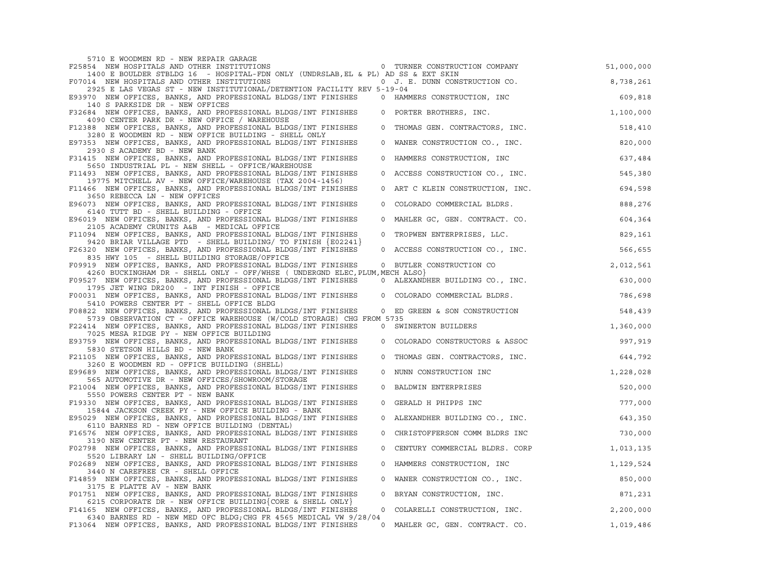```
   5710 E WOODMEN RD - NEW REPAIR GARAGE
F25854  NEW HOSPITALS AND OTHER INSTITUTIONS                              0  TURNER CONSTRUCTION COMPANY          51,000,000
   1400 E BOULDER STBLDG 16  - HOSPITAL-FDN ONLY (UNDRSLAB,EL & PL) AD SS & EXT SKIN
F07014  NEW HOSPITALS AND OTHER INSTITUTIONS                              0  J. E. DUNN CONSTRUCTION CO.           8,738,261
   2925 E LAS VEGAS ST - NEW INSTITUTIONAL/DETENTION FACILITY REV 5-19-04
E93970  NEW OFFICES, BANKS, AND PROFESSIONAL BLDGS/INT FINISHES     0  HAMMERS CONSTRUCTION, INC               609,818
   140 S PARKSIDE DR - NEW OFFICES
F32684  NEW OFFICES, BANKS, AND PROFESSIONAL BLDGS/INT FINISHES     0  PORTER BROTHERS, INC.                 1,100,000
   4090 CENTER PARK DR - NEW OFFICE / WAREHOUSE
F12388  NEW OFFICES, BANKS, AND PROFESSIONAL BLDGS/INT FINISHES     0  THOMAS GEN. CONTRACTORS, INC.           518,410
   3280 E WOODMEN RD - NEW OFFICE BUILDING - SHELL ONLY
E97353  NEW OFFICES, BANKS, AND PROFESSIONAL BLDGS/INT FINISHES     0  WANER CONSTRUCTION CO., INC.            820,000
   2930 S ACADEMY BD - NEW BANK
F31415  NEW OFFICES, BANKS, AND PROFESSIONAL BLDGS/INT FINISHES     0  HAMMERS CONSTRUCTION, INC               637,484
   5650 INDUSTRIAL PL - NEW SHELL - OFFICE/WAREHOUSE
F11493  NEW OFFICES, BANKS, AND PROFESSIONAL BLDGS/INT FINISHES     0  ACCESS CONSTRUCTION CO., INC.           545,380
   19775 MITCHELL AV - NEW OFFICE/WAREHOUSE (TAX 2004-1456)
F11466  NEW OFFICES, BANKS, AND PROFESSIONAL BLDGS/INT FINISHES     0  ART C KLEIN CONSTRUCTION, INC.          694,598
   3650 REBECCA LN - NEW OFFICES
E96073  NEW OFFICES, BANKS, AND PROFESSIONAL BLDGS/INT FINISHES     0  COLORADO COMMERCIAL BLDRS.              888,276
   6140 TUTT BD - SHELL BUILDING - OFFICE
E96019  NEW OFFICES, BANKS, AND PROFESSIONAL BLDGS/INT FINISHES     0  MAHLER GC, GEN. CONTRACT. CO.           604,364
   2105 ACADEMY CRUNITS A&B  - MEDICAL OFFICE
F11094  NEW OFFICES, BANKS, AND PROFESSIONAL BLDGS/INT FINISHES     0  TROPWEN ENTERPRISES, LLC.               829,161
   9420 BRIAR VILLAGE PTD  - SHELL BUILDING/ TO FINISH {E02241}
F26320  NEW OFFICES, BANKS, AND PROFESSIONAL BLDGS/INT FINISHES     0  ACCESS CONSTRUCTION CO., INC.           566,655
   835 HWY 105  - SHELL BUILDING STORAGE/OFFICE
F09919  NEW OFFICES, BANKS, AND PROFESSIONAL BLDGS/INT FINISHES     0  BUTLER CONSTRUCTION CO                2,012,561
   4260 BUCKINGHAM DR - SHELL ONLY - OFF/WHSE ( UNDERGND ELEC,PLUM,MECH ALSO}
F09527  NEW OFFICES, BANKS, AND PROFESSIONAL BLDGS/INT FINISHES     0  ALEXANDHER BUILDING CO., INC.           630,000
   1795 JET WING DR200  - INT FINISH - OFFICE
F00031  NEW OFFICES, BANKS, AND PROFESSIONAL BLDGS/INT FINISHES     0  COLORADO COMMERCIAL BLDRS.              786,698
   5410 POWERS CENTER PT - SHELL OFFICE BLDG
F08822  NEW OFFICES, BANKS, AND PROFESSIONAL BLDGS/INT FINISHES     0  ED GREEN & SON CONSTRUCTION             548,439
   5739 OBSERVATION CT - OFFICE WAREHOUSE (W/COLD STORAGE) CHG FROM 5735
F22414  NEW OFFICES, BANKS, AND PROFESSIONAL BLDGS/INT FINISHES     0  SWINERTON BUILDERS                    1,360,000
   7025 MESA RIDGE PY - NEW OFFICE BUILDING
E93759  NEW OFFICES, BANKS, AND PROFESSIONAL BLDGS/INT FINISHES     0  COLORADO CONSTRUCTORS & ASSOC           997,919
   5830 STETSON HILLS BD - NEW BANK
F21105  NEW OFFICES, BANKS, AND PROFESSIONAL BLDGS/INT FINISHES     0  THOMAS GEN. CONTRACTORS, INC.           644,792
   3260 E WOODMEN RD - OFFICE BUILDING (SHELL)
E99689  NEW OFFICES, BANKS, AND PROFESSIONAL BLDGS/INT FINISHES     0  NUNN CONSTRUCTION INC                 1,228,028
   565 AUTOMOTIVE DR - NEW OFFICES/SHOWROOM/STORAGE
F21004  NEW OFFICES, BANKS, AND PROFESSIONAL BLDGS/INT FINISHES     0  BALDWIN ENTERPRISES                     520,000
   5550 POWERS CENTER PT - NEW BANK
F19330  NEW OFFICES, BANKS, AND PROFESSIONAL BLDGS/INT FINISHES     0  GERALD H PHIPPS INC                     777,000
   15844 JACKSON CREEK PY - NEW OFFICE BUILDING - BANK
E95029  NEW OFFICES, BANKS, AND PROFESSIONAL BLDGS/INT FINISHES     0  ALEXANDHER BUILDING CO., INC.           643,350
   6110 BARNES RD - NEW OFFICE BUILDING (DENTAL)
F16576  NEW OFFICES, BANKS, AND PROFESSIONAL BLDGS/INT FINISHES     0  CHRISTOFFERSON COMM BLDRS INC           730,000
   3190 NEW CENTER PT - NEW RESTAURANT
F02798  NEW OFFICES, BANKS, AND PROFESSIONAL BLDGS/INT FINISHES     0  CENTURY COMMERCIAL BLDRS. CORP        1,013,135
   5520 LIBRARY LN - SHELL BUILDING/OFFICE
F02689  NEW OFFICES, BANKS, AND PROFESSIONAL BLDGS/INT FINISHES     0  HAMMERS CONSTRUCTION, INC             1,129,524
   3440 N CAREFREE CR - SHELL OFFICE
F14859  NEW OFFICES, BANKS, AND PROFESSIONAL BLDGS/INT FINISHES     0  WANER CONSTRUCTION CO., INC.            850,000
   3175 E PLATTE AV - NEW BANK
F01751  NEW OFFICES, BANKS, AND PROFESSIONAL BLDGS/INT FINISHES     0  BRYAN CONSTRUCTION, INC.                871,231
   6215 CORPORATE DR - NEW OFFICE BUILDING{CORE & SHELL ONLY}
F14165  NEW OFFICES, BANKS, AND PROFESSIONAL BLDGS/INT FINISHES     0  COLARELLI CONSTRUCTION, INC.          2,200,000
   6340 BARNES RD - NEW MED OFC BLDG;CHG FR 4565 MEDICAL VW 9/28/04
F13064  NEW OFFICES, BANKS, AND PROFESSIONAL BLDGS/INT FINISHES     0  MAHLER GC, GEN. CONTRACT. CO.         1,019,486
```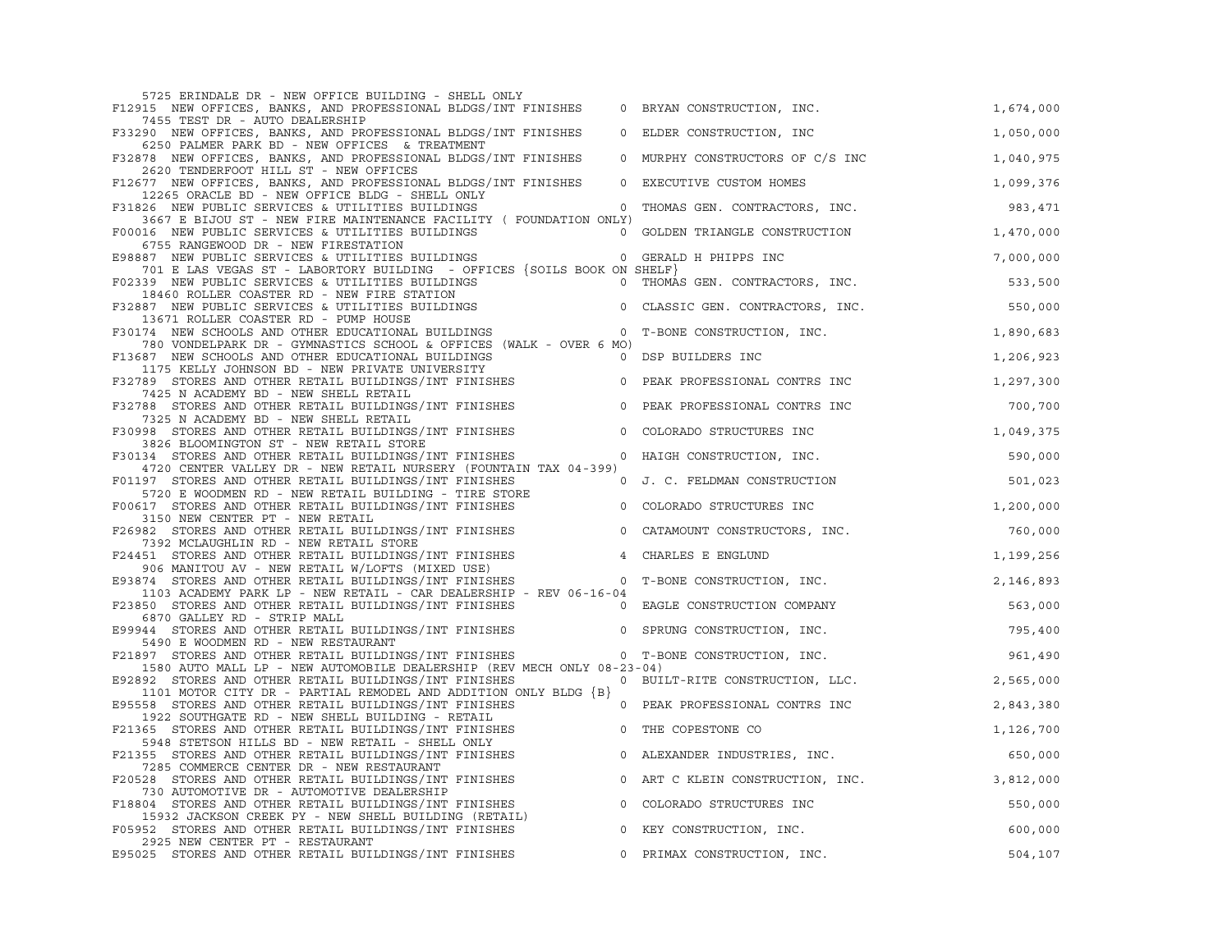| | | | | |
|---|---|---|---|---|
| | 5725 ERINDALE DR - NEW OFFICE BUILDING - SHELL ONLY | | | |
| F12915 | NEW OFFICES, BANKS, AND PROFESSIONAL BLDGS/INT FINISHES | 0 | BRYAN CONSTRUCTION, INC. | 1,674,000 |
| | 7455 TEST DR - AUTO DEALERSHIP | | | |
| F33290 | NEW OFFICES, BANKS, AND PROFESSIONAL BLDGS/INT FINISHES | 0 | ELDER CONSTRUCTION, INC | 1,050,000 |
| | 6250 PALMER PARK BD - NEW OFFICES & TREATMENT | | | |
| F32878 | NEW OFFICES, BANKS, AND PROFESSIONAL BLDGS/INT FINISHES | 0 | MURPHY CONSTRUCTORS OF C/S INC | 1,040,975 |
| | 2620 TENDERFOOT HILL ST - NEW OFFICES | | | |
| F12677 | NEW OFFICES, BANKS, AND PROFESSIONAL BLDGS/INT FINISHES | 0 | EXECUTIVE CUSTOM HOMES | 1,099,376 |
| | 12265 ORACLE BD - NEW OFFICE BLDG - SHELL ONLY | | | |
| F31826 | NEW PUBLIC SERVICES & UTILITIES BUILDINGS | 0 | THOMAS GEN. CONTRACTORS, INC. | 983,471 |
| | 3667 E BIJOU ST - NEW FIRE MAINTENANCE FACILITY ( FOUNDATION ONLY) | | | |
| F00016 | NEW PUBLIC SERVICES & UTILITIES BUILDINGS | 0 | GOLDEN TRIANGLE CONSTRUCTION | 1,470,000 |
| | 6755 RANGEWOOD DR - NEW FIRESTATION | | | |
| E98887 | NEW PUBLIC SERVICES & UTILITIES BUILDINGS | 0 | GERALD H PHIPPS INC | 7,000,000 |
| | 701 E LAS VEGAS ST - LABORTORY BUILDING - OFFICES {SOILS BOOK ON SHELF} | | | |
| F02339 | NEW PUBLIC SERVICES & UTILITIES BUILDINGS | 0 | THOMAS GEN. CONTRACTORS, INC. | 533,500 |
| | 18460 ROLLER COASTER RD - NEW FIRE STATION | | | |
| F32887 | NEW PUBLIC SERVICES & UTILITIES BUILDINGS | 0 | CLASSIC GEN. CONTRACTORS, INC. | 550,000 |
| | 13671 ROLLER COASTER RD - PUMP HOUSE | | | |
| F30174 | NEW SCHOOLS AND OTHER EDUCATIONAL BUILDINGS | 0 | T-BONE CONSTRUCTION, INC. | 1,890,683 |
| | 780 VONDELPARK DR - GYMNASTICS SCHOOL & OFFICES (WALK - OVER 6 MO) | | | |
| F13687 | NEW SCHOOLS AND OTHER EDUCATIONAL BUILDINGS | 0 | DSP BUILDERS INC | 1,206,923 |
| | 1175 KELLY JOHNSON BD - NEW PRIVATE UNIVERSITY | | | |
| F32789 | STORES AND OTHER RETAIL BUILDINGS/INT FINISHES | 0 | PEAK PROFESSIONAL CONTRS INC | 1,297,300 |
| | 7425 N ACADEMY BD - NEW SHELL RETAIL | | | |
| F32788 | STORES AND OTHER RETAIL BUILDINGS/INT FINISHES | 0 | PEAK PROFESSIONAL CONTRS INC | 700,700 |
| | 7325 N ACADEMY BD - NEW SHELL RETAIL | | | |
| F30998 | STORES AND OTHER RETAIL BUILDINGS/INT FINISHES | 0 | COLORADO STRUCTURES INC | 1,049,375 |
| | 3826 BLOOMINGTON ST - NEW RETAIL STORE | | | |
| F30134 | STORES AND OTHER RETAIL BUILDINGS/INT FINISHES | 0 | HAIGH CONSTRUCTION, INC. | 590,000 |
| | 4720 CENTER VALLEY DR - NEW RETAIL NURSERY (FOUNTAIN TAX 04-399) | | | |
| F01197 | STORES AND OTHER RETAIL BUILDINGS/INT FINISHES | 0 | J. C. FELDMAN CONSTRUCTION | 501,023 |
| | 5720 E WOODMEN RD - NEW RETAIL BUILDING - TIRE STORE | | | |
| F00617 | STORES AND OTHER RETAIL BUILDINGS/INT FINISHES | 0 | COLORADO STRUCTURES INC | 1,200,000 |
| | 3150 NEW CENTER PT - NEW RETAIL | | | |
| F26982 | STORES AND OTHER RETAIL BUILDINGS/INT FINISHES | 0 | CATAMOUNT CONSTRUCTORS, INC. | 760,000 |
| | 7392 MCLAUGHLIN RD - NEW RETAIL STORE | | | |
| F24451 | STORES AND OTHER RETAIL BUILDINGS/INT FINISHES | 4 | CHARLES E ENGLUND | 1,199,256 |
| | 906 MANITOU AV - NEW RETAIL W/LOFTS (MIXED USE) | | | |
| E93874 | STORES AND OTHER RETAIL BUILDINGS/INT FINISHES | 0 | T-BONE CONSTRUCTION, INC. | 2,146,893 |
| | 1103 ACADEMY PARK LP - NEW RETAIL - CAR DEALERSHIP - REV 06-16-04 | | | |
| F23850 | STORES AND OTHER RETAIL BUILDINGS/INT FINISHES | 0 | EAGLE CONSTRUCTION COMPANY | 563,000 |
| | 6870 GALLEY RD - STRIP MALL | | | |
| E99944 | STORES AND OTHER RETAIL BUILDINGS/INT FINISHES | 0 | SPRUNG CONSTRUCTION, INC. | 795,400 |
| | 5490 E WOODMEN RD - NEW RESTAURANT | | | |
| F21897 | STORES AND OTHER RETAIL BUILDINGS/INT FINISHES | 0 | T-BONE CONSTRUCTION, INC. | 961,490 |
| | 1580 AUTO MALL LP - NEW AUTOMOBILE DEALERSHIP (REV MECH ONLY 08-23-04) | | | |
| E92892 | STORES AND OTHER RETAIL BUILDINGS/INT FINISHES | 0 | BUILT-RITE CONSTRUCTION, LLC. | 2,565,000 |
| | 1101 MOTOR CITY DR - PARTIAL REMODEL AND ADDITION ONLY BLDG {B} | | | |
| E95558 | STORES AND OTHER RETAIL BUILDINGS/INT FINISHES | 0 | PEAK PROFESSIONAL CONTRS INC | 2,843,380 |
| | 1922 SOUTHGATE RD - NEW SHELL BUILDING - RETAIL | | | |
| F21365 | STORES AND OTHER RETAIL BUILDINGS/INT FINISHES | 0 | THE COPESTONE CO | 1,126,700 |
| | 5948 STETSON HILLS BD - NEW RETAIL - SHELL ONLY | | | |
| F21355 | STORES AND OTHER RETAIL BUILDINGS/INT FINISHES | 0 | ALEXANDER INDUSTRIES, INC. | 650,000 |
| | 7285 COMMERCE CENTER DR - NEW RESTAURANT | | | |
| F20528 | STORES AND OTHER RETAIL BUILDINGS/INT FINISHES | 0 | ART C KLEIN CONSTRUCTION, INC. | 3,812,000 |
| | 730 AUTOMOTIVE DR - AUTOMOTIVE DEALERSHIP | | | |
| F18804 | STORES AND OTHER RETAIL BUILDINGS/INT FINISHES | 0 | COLORADO STRUCTURES INC | 550,000 |
| | 15932 JACKSON CREEK PY - NEW SHELL BUILDING (RETAIL) | | | |
| F05952 | STORES AND OTHER RETAIL BUILDINGS/INT FINISHES | 0 | KEY CONSTRUCTION, INC. | 600,000 |
| | 2925 NEW CENTER PT - RESTAURANT | | | |
| E95025 | STORES AND OTHER RETAIL BUILDINGS/INT FINISHES | 0 | PRIMAX CONSTRUCTION, INC. | 504,107 |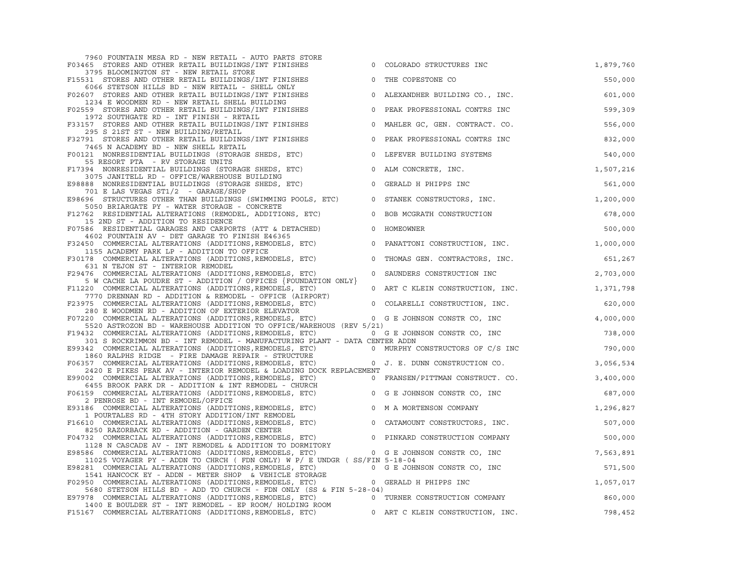| | | | | |
|---|---|---|---|---|
| 7960 FOUNTAIN MESA RD - NEW RETAIL - AUTO PARTS STORE | | | | |
| F03465 | STORES AND OTHER RETAIL BUILDINGS/INT FINISHES | 0 | COLORADO STRUCTURES INC | 1,879,760 |
| 3795 BLOOMINGTON ST - NEW RETAIL STORE | | | | |
| F15531 | STORES AND OTHER RETAIL BUILDINGS/INT FINISHES | 0 | THE COPESTONE CO | 550,000 |
| 6066 STETSON HILLS BD - NEW RETAIL - SHELL ONLY | | | | |
| F02607 | STORES AND OTHER RETAIL BUILDINGS/INT FINISHES | 0 | ALEXANDHER BUILDING CO., INC. | 601,000 |
| 1234 E WOODMEN RD - NEW RETAIL SHELL BUILDING | | | | |
| F02559 | STORES AND OTHER RETAIL BUILDINGS/INT FINISHES | 0 | PEAK PROFESSIONAL CONTRS INC | 599,309 |
| 1972 SOUTHGATE RD - INT FINISH - RETAIL | | | | |
| F33157 | STORES AND OTHER RETAIL BUILDINGS/INT FINISHES | 0 | MAHLER GC, GEN. CONTRACT. CO. | 556,000 |
| 295 S 21ST ST - NEW BUILDING/RETAIL | | | | |
| F32791 | STORES AND OTHER RETAIL BUILDINGS/INT FINISHES | 0 | PEAK PROFESSIONAL CONTRS INC | 832,000 |
| 7465 N ACADEMY BD - NEW SHELL RETAIL | | | | |
| F00121 | NONRESIDENTIAL BUILDINGS (STORAGE SHEDS, ETC) | 0 | LEFEVER BUILDING SYSTEMS | 540,000 |
| 55 RESORT PTA - RV STORAGE UNITS | | | | |
| F17394 | NONRESIDENTIAL BUILDINGS (STORAGE SHEDS, ETC) | 0 | ALM CONCRETE, INC. | 1,507,216 |
| 3075 JANITELL RD - OFFICE/WAREHOUSE BUILDING | | | | |
| E98888 | NONRESIDENTIAL BUILDINGS (STORAGE SHEDS, ETC) | 0 | GERALD H PHIPPS INC | 561,000 |
| 701 E LAS VEGAS ST1/2 - GARAGE/SHOP | | | | |
| E98696 | STRUCTURES OTHER THAN BUILDINGS (SWIMMING POOLS, ETC) | 0 | STANEK CONSTRUCTORS, INC. | 1,200,000 |
| 5050 BRIARGATE PY - WATER STORAGE - CONCRETE | | | | |
| F12762 | RESIDENTIAL ALTERATIONS (REMODEL, ADDITIONS, ETC) | 0 | BOB MCGRATH CONSTRUCTION | 678,000 |
| 15 2ND ST - ADDITION TO RESIDENCE | | | | |
| F07586 | RESIDENTIAL GARAGES AND CARPORTS (ATT & DETACHED) | 0 | HOMEOWNER | 500,000 |
| 4602 FOUNTAIN AV - DET GARAGE TO FINISH E46365 | | | | |
| F32450 | COMMERCIAL ALTERATIONS (ADDITIONS,REMODELS, ETC) | 0 | PANATTONI CONSTRUCTION, INC. | 1,000,000 |
| 1155 ACADEMY PARK LP - ADDITION TO OFFICE | | | | |
| F30178 | COMMERCIAL ALTERATIONS (ADDITIONS,REMODELS, ETC) | 0 | THOMAS GEN. CONTRACTORS, INC. | 651,267 |
| 631 N TEJON ST - INTERIOR REMODEL | | | | |
| F29476 | COMMERCIAL ALTERATIONS (ADDITIONS,REMODELS, ETC) | 0 | SAUNDERS CONSTRUCTION INC | 2,703,000 |
| 5 W CACHE LA POUDRE ST - ADDITION / OFFICES {FOUNDATION ONLY} | | | | |
| F11220 | COMMERCIAL ALTERATIONS (ADDITIONS,REMODELS, ETC) | 0 | ART C KLEIN CONSTRUCTION, INC. | 1,371,798 |
| 7770 DRENNAN RD - ADDITION & REMODEL - OFFICE (AIRPORT) | | | | |
| F23975 | COMMERCIAL ALTERATIONS (ADDITIONS,REMODELS, ETC) | 0 | COLARELLI CONSTRUCTION, INC. | 620,000 |
| 280 E WOODMEN RD - ADDITION OF EXTERIOR ELEVATOR | | | | |
| F07220 | COMMERCIAL ALTERATIONS (ADDITIONS,REMODELS, ETC) | 0 | G E JOHNSON CONSTR CO, INC | 4,000,000 |
| 5520 ASTROZON BD - WAREHOUSE ADDITION TO OFFICE/WAREHOUS (REV 5/21) | | | | |
| F19432 | COMMERCIAL ALTERATIONS (ADDITIONS,REMODELS, ETC) | 0 | G E JOHNSON CONSTR CO, INC | 738,000 |
| 301 S ROCKRIMMON BD - INT REMODEL - MANUFACTURING PLANT - DATA CENTER ADDN | | | | |
| E99342 | COMMERCIAL ALTERATIONS (ADDITIONS,REMODELS, ETC) | 0 | MURPHY CONSTRUCTORS OF C/S INC | 790,000 |
| 1860 RALPHS RIDGE - FIRE DAMAGE REPAIR - STRUCTURE | | | | |
| F06357 | COMMERCIAL ALTERATIONS (ADDITIONS,REMODELS, ETC) | 0 | J. E. DUNN CONSTRUCTION CO. | 3,056,534 |
| 2420 E PIKES PEAK AV - INTERIOR REMODEL & LOADING DOCK REPLACEMENT | | | | |
| E99002 | COMMERCIAL ALTERATIONS (ADDITIONS,REMODELS, ETC) | 0 | FRANSEN/PITTMAN CONSTRUCT. CO. | 3,400,000 |
| 6455 BROOK PARK DR - ADDITION & INT REMODEL - CHURCH | | | | |
| F06159 | COMMERCIAL ALTERATIONS (ADDITIONS,REMODELS, ETC) | 0 | G E JOHNSON CONSTR CO, INC | 687,000 |
| 2 PENROSE BD - INT REMODEL/OFFICE | | | | |
| E93186 | COMMERCIAL ALTERATIONS (ADDITIONS,REMODELS, ETC) | 0 | M A MORTENSON COMPANY | 1,296,827 |
| 1 POURTALES RD - 4TH STORY ADDITION/INT REMODEL | | | | |
| F16610 | COMMERCIAL ALTERATIONS (ADDITIONS,REMODELS, ETC) | 0 | CATAMOUNT CONSTRUCTORS, INC. | 507,000 |
| 8250 RAZORBACK RD - ADDITION - GARDEN CENTER | | | | |
| F04732 | COMMERCIAL ALTERATIONS (ADDITIONS,REMODELS, ETC) | 0 | PINKARD CONSTRUCTION COMPANY | 500,000 |
| 1128 N CASCADE AV - INT REMODEL & ADDITION TO DORMITORY | | | | |
| E98586 | COMMERCIAL ALTERATIONS (ADDITIONS,REMODELS, ETC) | 0 | G E JOHNSON CONSTR CO, INC | 7,563,891 |
| 11025 VOYAGER PY - ADDN TO CHRCH ( FDN ONLY) W P/ E UNDGR ( SS/FIN 5-18-04 | | | | |
| E98281 | COMMERCIAL ALTERATIONS (ADDITIONS,REMODELS, ETC) | 0 | G E JOHNSON CONSTR CO, INC | 571,500 |
| 1541 HANCOCK EY - ADDN - METER SHOP & VEHICLE STORAGE | | | | |
| F02950 | COMMERCIAL ALTERATIONS (ADDITIONS,REMODELS, ETC) | 0 | GERALD H PHIPPS INC | 1,057,017 |
| 5680 STETSON HILLS BD - ADD TO CHURCH - FDN ONLY (SS & FIN 5-28-04) | | | | |
| E97978 | COMMERCIAL ALTERATIONS (ADDITIONS,REMODELS, ETC) | 0 | TURNER CONSTRUCTION COMPANY | 860,000 |
| 1400 E BOULDER ST - INT REMODEL - EP ROOM/ HOLDING ROOM | | | | |
| F15167 | COMMERCIAL ALTERATIONS (ADDITIONS,REMODELS, ETC) | 0 | ART C KLEIN CONSTRUCTION, INC. | 798,452 |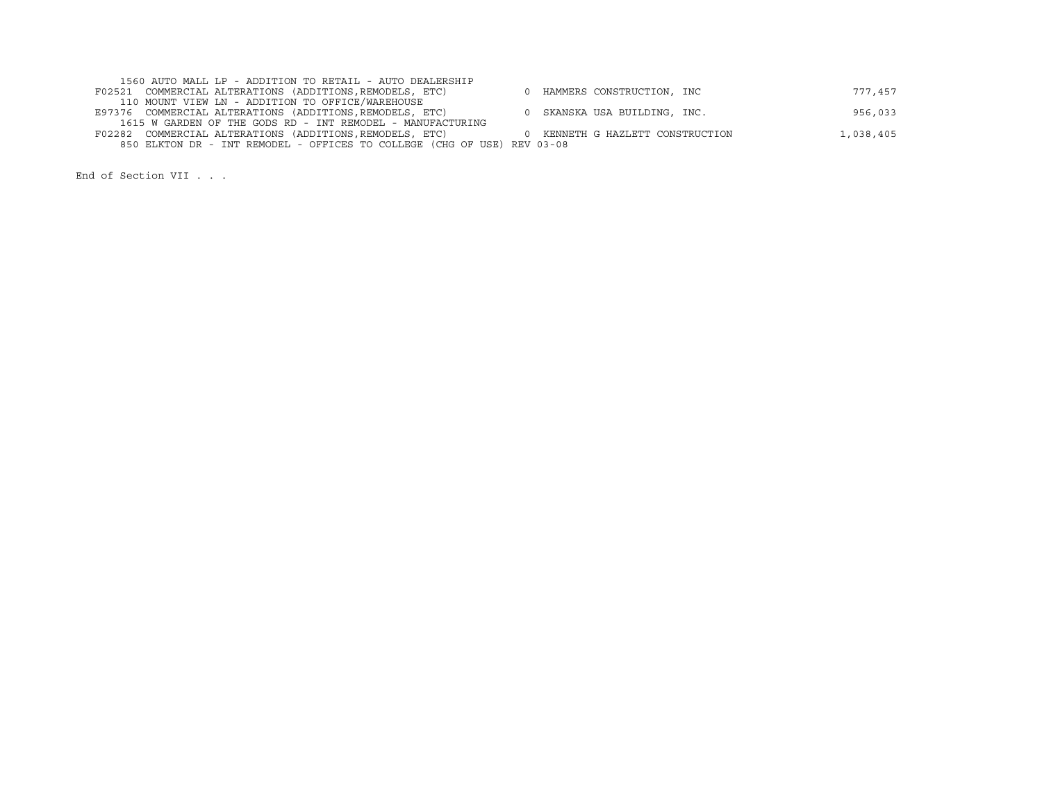| | | | | |
|---|---|---|---|---|
| | 1560 AUTO MALL LP - ADDITION TO RETAIL - AUTO DEALERSHIP | | | |
| F02521 | COMMERCIAL ALTERATIONS (ADDITIONS,REMODELS, ETC) | 0 | HAMMERS CONSTRUCTION, INC | 777,457 |
| | 110 MOUNT VIEW LN - ADDITION TO OFFICE/WAREHOUSE | | | |
| E97376 | COMMERCIAL ALTERATIONS (ADDITIONS,REMODELS, ETC) | 0 | SKANSKA USA BUILDING, INC. | 956,033 |
| | 1615 W GARDEN OF THE GODS RD - INT REMODEL - MANUFACTURING | | | |
| F02282 | COMMERCIAL ALTERATIONS (ADDITIONS,REMODELS, ETC) | 0 | KENNETH G HAZLETT CONSTRUCTION | 1,038,405 |
| | 850 ELKTON DR - INT REMODEL - OFFICES TO COLLEGE (CHG OF USE) REV 03-08 | | | |

End of Section VII . . .